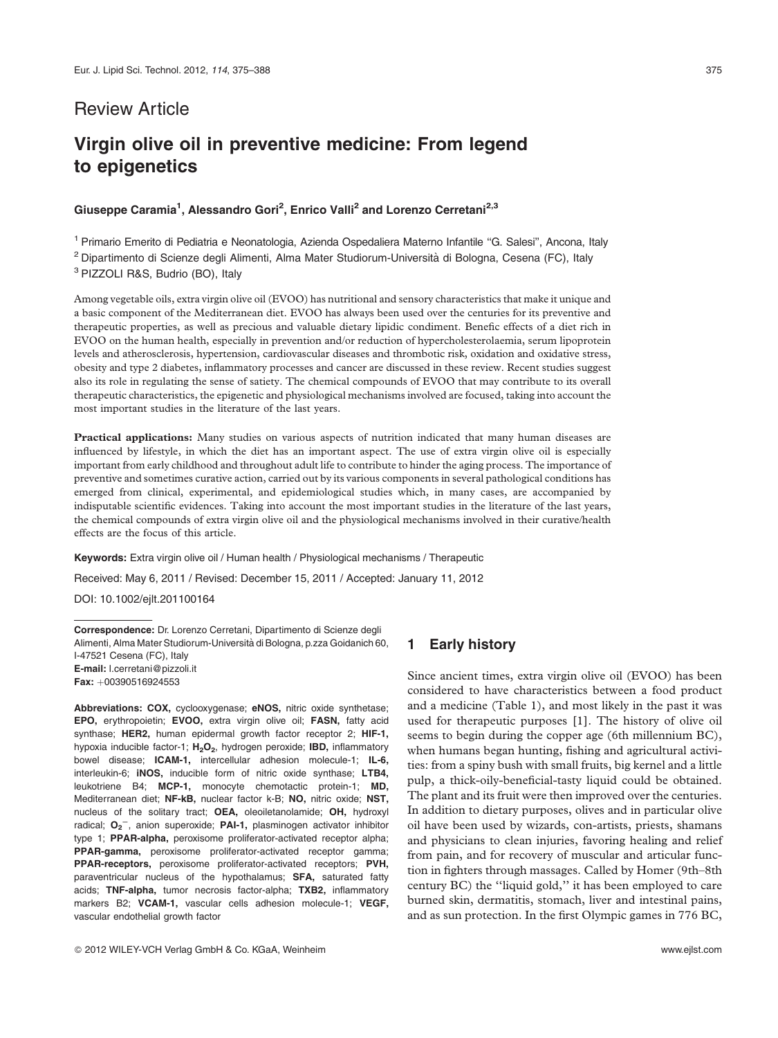Review Article

# Virgin olive oil in preventive medicine: From legend to epigenetics

**Giuseppe Caramia[1], Alessandro Gori[2], Enrico Valli[2] and Lorenzo Cerretani[2,3]**

[1] Primario Emerito di Pediatria e Neonatologia, Azienda Ospedaliera Materno Infantile "G. Salesi", Ancona, Italy
[2] Dipartimento di Scienze degli Alimenti, Alma Mater Studiorum-Università di Bologna, Cesena (FC), Italy
[3] PIZZOLI R&S, Budrio (BO), Italy

Among vegetable oils, extra virgin olive oil (EVOO) has nutritional and sensory characteristics that make it unique and a basic component of the Mediterranean diet. EVOO has always been used over the centuries for its preventive and therapeutic properties, as well as precious and valuable dietary lipidic condiment. Benefic effects of a diet rich in EVOO on the human health, especially in prevention and/or reduction of hypercholesterolaemia, serum lipoprotein levels and atherosclerosis, hypertension, cardiovascular diseases and thrombotic risk, oxidation and oxidative stress, obesity and type 2 diabetes, inflammatory processes and cancer are discussed in these review. Recent studies suggest also its role in regulating the sense of satiety. The chemical compounds of EVOO that may contribute to its overall therapeutic characteristics, the epigenetic and physiological mechanisms involved are focused, taking into account the most important studies in the literature of the last years.

**Practical applications:** Many studies on various aspects of nutrition indicated that many human diseases are influenced by lifestyle, in which the diet has an important aspect. The use of extra virgin olive oil is especially important from early childhood and throughout adult life to contribute to hinder the aging process. The importance of preventive and sometimes curative action, carried out by its various components in several pathological conditions has emerged from clinical, experimental, and epidemiological studies which, in many cases, are accompanied by indisputable scientific evidences. Taking into account the most important studies in the literature of the last years, the chemical compounds of extra virgin olive oil and the physiological mechanisms involved in their curative/health effects are the focus of this article.

**Keywords:** Extra virgin olive oil / Human health / Physiological mechanisms / Therapeutic

Received: May 6, 2011 / Revised: December 15, 2011 / Accepted: January 11, 2012

DOI: 10.1002/ejlt.201100164

**Correspondence:** Dr. Lorenzo Cerretani, Dipartimento di Scienze degli Alimenti, Alma Mater Studiorum-Università di Bologna, p.zza Goidanich 60, I-47521 Cesena (FC), Italy
**E-mail:** l.cerretani@pizzoli.it
**Fax:** +00390516924553

**Abbreviations: COX,** cyclooxygenase; **eNOS,** nitric oxide synthetase; **EPO,** erythropoietin; **EVOO,** extra virgin olive oil; **FASN,** fatty acid synthase; **HER2,** human epidermal growth factor receptor 2; **HIF-1,** hypoxia inducible factor-1; **$H_2O_2$,** hydrogen peroxide; **IBD,** inflammatory bowel disease; **ICAM-1,** intercellular adhesion molecule-1; **IL-6,** interleukin-6; **iNOS,** inducible form of nitric oxide synthase; **LTB4,** leukotriene B4; **MCP-1,** monocyte chemotactic protein-1; **MD,** Mediterranean diet; **NF-kB,** nuclear factor k-B; **NO,** nitric oxide; **NST,** nucleus of the solitary tract; **OEA,** oleoiletanolamide; **OH,** hydroxyl radical; **$O_2^-$,** anion superoxide; **PAI-1,** plasminogen activator inhibitor type 1; **PPAR-alpha,** peroxisome proliferator-activated receptor alpha; **PPAR-gamma,** peroxisome proliferator-activated receptor gamma; **PPAR-receptors,** peroxisome proliferator-activated receptors; **PVH,** paraventricular nucleus of the hypothalamus; **SFA,** saturated fatty acids; **TNF-alpha,** tumor necrosis factor-alpha; **TXB2,** inflammatory markers B2; **VCAM-1,** vascular cells adhesion molecule-1; **VEGF,** vascular endothelial growth factor

## 1 Early history

Since ancient times, extra virgin olive oil (EVOO) has been considered to have characteristics between a food product and a medicine (Table 1), and most likely in the past it was used for therapeutic purposes [1]. The history of olive oil seems to begin during the copper age (6th millennium BC), when humans began hunting, fishing and agricultural activities: from a spiny bush with small fruits, big kernel and a little pulp, a thick-oily-beneficial-tasty liquid could be obtained. The plant and its fruit were then improved over the centuries. In addition to dietary purposes, olives and in particular olive oil have been used by wizards, con-artists, priests, shamans and physicians to clean injuries, favoring healing and relief from pain, and for recovery of muscular and articular function in fighters through massages. Called by Homer (9th–8th century BC) the "liquid gold," it has been employed to care burned skin, dermatitis, stomach, liver and intestinal pains, and as sun protection. In the first Olympic games in 776 BC,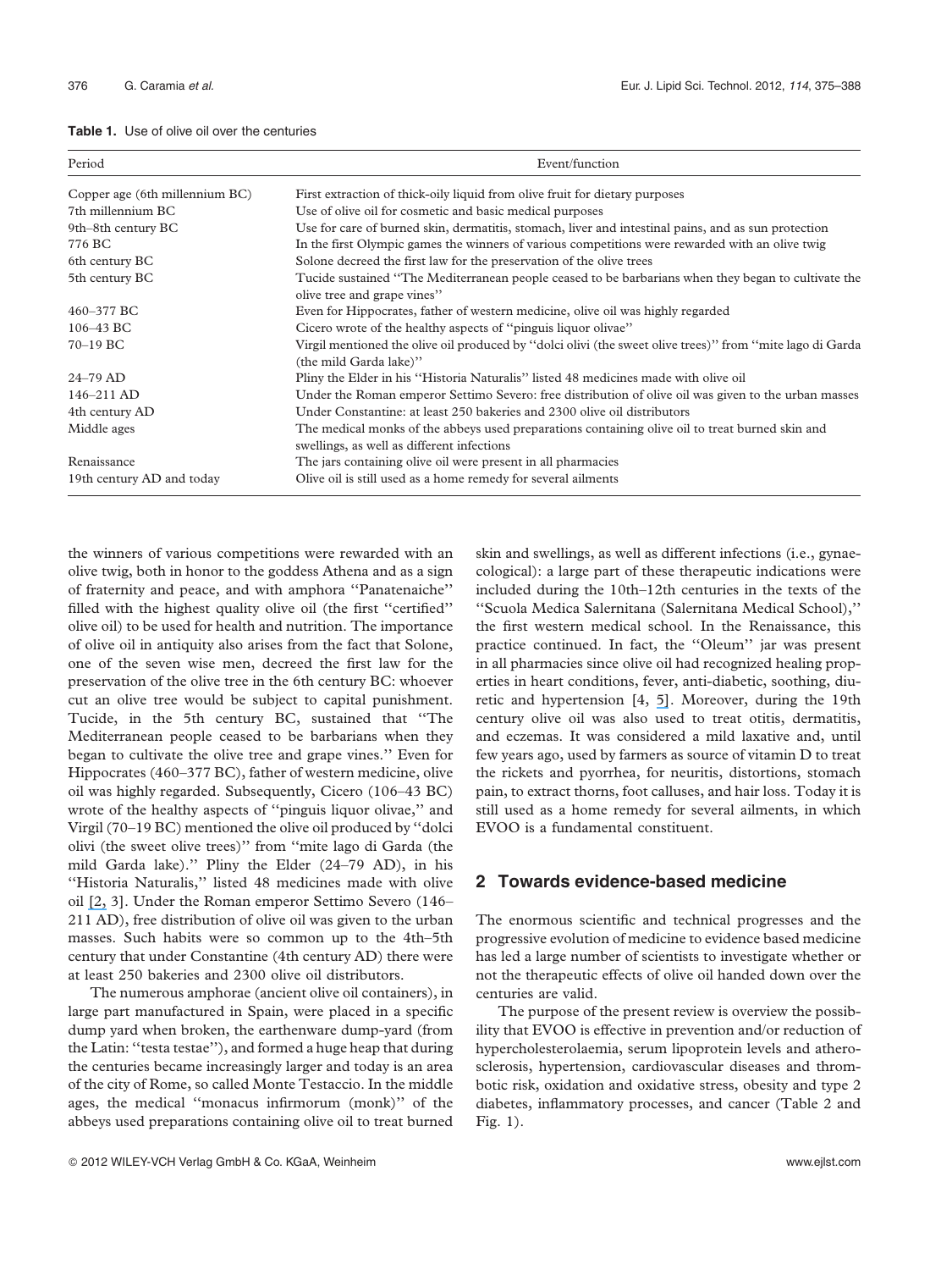**Table 1.** Use of olive oil over the centuries

| Period | Event/function |
|---|---|
| Copper age (6th millennium BC) | First extraction of thick-oily liquid from olive fruit for dietary purposes |
| 7th millennium BC | Use of olive oil for cosmetic and basic medical purposes |
| 9th–8th century BC | Use for care of burned skin, dermatitis, stomach, liver and intestinal pains, and as sun protection |
| 776 BC | In the first Olympic games the winners of various competitions were rewarded with an olive twig |
| 6th century BC | Solone decreed the first law for the preservation of the olive trees |
| 5th century BC | Tucide sustained "The Mediterranean people ceased to be barbarians when they began to cultivate the olive tree and grape vines" |
| 460–377 BC | Even for Hippocrates, father of western medicine, olive oil was highly regarded |
| 106–43 BC | Cicero wrote of the healthy aspects of "pinguis liquor olivae" |
| 70–19 BC | Virgil mentioned the olive oil produced by "dolci olivi (the sweet olive trees)" from "mite lago di Garda (the mild Garda lake)" |
| 24–79 AD | Pliny the Elder in his "Historia Naturalis" listed 48 medicines made with olive oil |
| 146–211 AD | Under the Roman emperor Settimo Severo: free distribution of olive oil was given to the urban masses |
| 4th century AD | Under Constantine: at least 250 bakeries and 2300 olive oil distributors |
| Middle ages | The medical monks of the abbeys used preparations containing olive oil to treat burned skin and swellings, as well as different infections |
| Renaissance | The jars containing olive oil were present in all pharmacies |
| 19th century AD and today | Olive oil is still used as a home remedy for several ailments |

the winners of various competitions were rewarded with an olive twig, both in honor to the goddess Athena and as a sign of fraternity and peace, and with amphora "Panatenaiche" filled with the highest quality olive oil (the first "certified" olive oil) to be used for health and nutrition. The importance of olive oil in antiquity also arises from the fact that Solone, one of the seven wise men, decreed the first law for the preservation of the olive tree in the 6th century BC: whoever cut an olive tree would be subject to capital punishment. Tucide, in the 5th century BC, sustained that "The Mediterranean people ceased to be barbarians when they began to cultivate the olive tree and grape vines." Even for Hippocrates (460–377 BC), father of western medicine, olive oil was highly regarded. Subsequently, Cicero (106–43 BC) wrote of the healthy aspects of "pinguis liquor olivae," and Virgil (70–19 BC) mentioned the olive oil produced by "dolci olivi (the sweet olive trees)" from "mite lago di Garda (the mild Garda lake)." Pliny the Elder (24–79 AD), in his "Historia Naturalis," listed 48 medicines made with olive oil [2, 3]. Under the Roman emperor Settimo Severo (146–211 AD), free distribution of olive oil was given to the urban masses. Such habits were so common up to the 4th–5th century that under Constantine (4th century AD) there were at least 250 bakeries and 2300 olive oil distributors.

The numerous amphorae (ancient olive oil containers), in large part manufactured in Spain, were placed in a specific dump yard when broken, the earthenware dump-yard (from the Latin: "testa testae"), and formed a huge heap that during the centuries became increasingly larger and today is an area of the city of Rome, so called Monte Testaccio. In the middle ages, the medical "monacus infirmorum (monk)" of the abbeys used preparations containing olive oil to treat burned skin and swellings, as well as different infections (i.e., gynaecological): a large part of these therapeutic indications were included during the 10th–12th centuries in the texts of the "Scuola Medica Salernitana (Salernitana Medical School)," the first western medical school. In the Renaissance, this practice continued. In fact, the "Oleum" jar was present in all pharmacies since olive oil had recognized healing properties in heart conditions, fever, anti-diabetic, soothing, diuretic and hypertension [4, 5]. Moreover, during the 19th century olive oil was also used to treat otitis, dermatitis, and eczemas. It was considered a mild laxative and, until few years ago, used by farmers as source of vitamin D to treat the rickets and pyorrhea, for neuritis, distortions, stomach pain, to extract thorns, foot calluses, and hair loss. Today it is still used as a home remedy for several ailments, in which EVOO is a fundamental constituent.

## 2 Towards evidence-based medicine

The enormous scientific and technical progresses and the progressive evolution of medicine to evidence based medicine has led a large number of scientists to investigate whether or not the therapeutic effects of olive oil handed down over the centuries are valid.

The purpose of the present review is overview the possibility that EVOO is effective in prevention and/or reduction of hypercholesterolaemia, serum lipoprotein levels and atherosclerosis, hypertension, cardiovascular diseases and thrombotic risk, oxidation and oxidative stress, obesity and type 2 diabetes, inflammatory processes, and cancer (Table 2 and Fig. 1).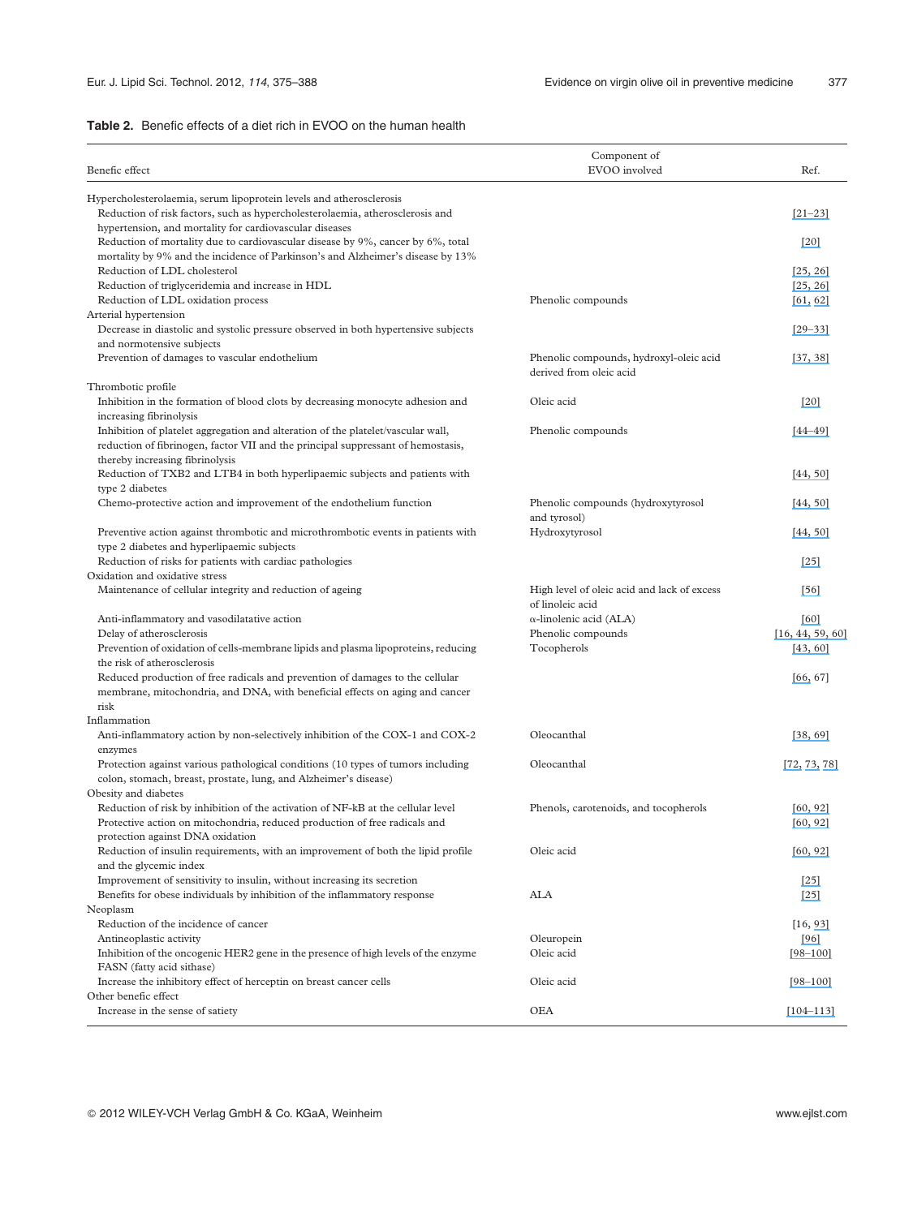**Table 2.** Benefic effects of a diet rich in EVOO on the human health

| Benefic effect | Component of EVOO involved | Ref. |
|---|---|---|
| Hypercholesterolaemia, serum lipoprotein levels and atherosclerosis | | |
| Reduction of risk factors, such as hypercholesterolaemia, atherosclerosis and hypertension, and mortality for cardiovascular diseases | | [21–23] |
| Reduction of mortality due to cardiovascular disease by 9%, cancer by 6%, total mortality by 9% and the incidence of Parkinson's and Alzheimer's disease by 13% | | [20] |
| Reduction of LDL cholesterol | | [25, 26] |
| Reduction of triglyceridemia and increase in HDL | | [25, 26] |
| Reduction of LDL oxidation process | Phenolic compounds | [61, 62] |
| Arterial hypertension | | |
| Decrease in diastolic and systolic pressure observed in both hypertensive subjects and normotensive subjects | | [29–33] |
| Prevention of damages to vascular endothelium | Phenolic compounds, hydroxyl-oleic acid derived from oleic acid | [37, 38] |
| Thrombotic profile | | |
| Inhibition in the formation of blood clots by decreasing monocyte adhesion and increasing fibrinolysis | Oleic acid | [20] |
| Inhibition of platelet aggregation and alteration of the platelet/vascular wall, reduction of fibrinogen, factor VII and the principal suppressant of hemostasis, thereby increasing fibrinolysis | Phenolic compounds | [44–49] |
| Reduction of TXB2 and LTB4 in both hyperlipaemic subjects and patients with type 2 diabetes | | [44, 50] |
| Chemo-protective action and improvement of the endothelium function | Phenolic compounds (hydroxytyrosol and tyrosol) | [44, 50] |
| Preventive action against thrombotic and microthrombotic events in patients with type 2 diabetes and hyperlipaemic subjects | Hydroxytyrosol | [44, 50] |
| Reduction of risks for patients with cardiac pathologies | | [25] |
| Oxidation and oxidative stress | | |
| Maintenance of cellular integrity and reduction of ageing | High level of oleic acid and lack of excess of linoleic acid | [56] |
| Anti-inflammatory and vasodilatative action | α-linolenic acid (ALA) | [60] |
| Delay of atherosclerosis | Phenolic compounds | [16, 44, 59, 60] |
| Prevention of oxidation of cells-membrane lipids and plasma lipoproteins, reducing the risk of atherosclerosis | Tocopherols | [43, 60] |
| Reduced production of free radicals and prevention of damages to the cellular membrane, mitochondria, and DNA, with beneficial effects on aging and cancer risk | | [66, 67] |
| Inflammation | | |
| Anti-inflammatory action by non-selectively inhibition of the COX-1 and COX-2 enzymes | Oleocanthal | [38, 69] |
| Protection against various pathological conditions (10 types of tumors including colon, stomach, breast, prostate, lung, and Alzheimer's disease) | Oleocanthal | [72, 73, 78] |
| Obesity and diabetes | | |
| Reduction of risk by inhibition of the activation of NF-kB at the cellular level | Phenols, carotenoids, and tocopherols | [60, 92] |
| Protective action on mitochondria, reduced production of free radicals and protection against DNA oxidation | | [60, 92] |
| Reduction of insulin requirements, with an improvement of both the lipid profile and the glycemic index | Oleic acid | [60, 92] |
| Improvement of sensitivity to insulin, without increasing its secretion | | [25] |
| Benefits for obese individuals by inhibition of the inflammatory response | ALA | [25] |
| Neoplasm | | |
| Reduction of the incidence of cancer | | [16, 93] |
| Antineoplastic activity | Oleuropein | [96] |
| Inhibition of the oncogenic HER2 gene in the presence of high levels of the enzyme FASN (fatty acid sithase) | Oleic acid | [98–100] |
| Increase the inhibitory effect of herceptin on breast cancer cells | Oleic acid | [98–100] |
| Other benefic effect | | |
| Increase in the sense of satiety | OEA | [104–113] |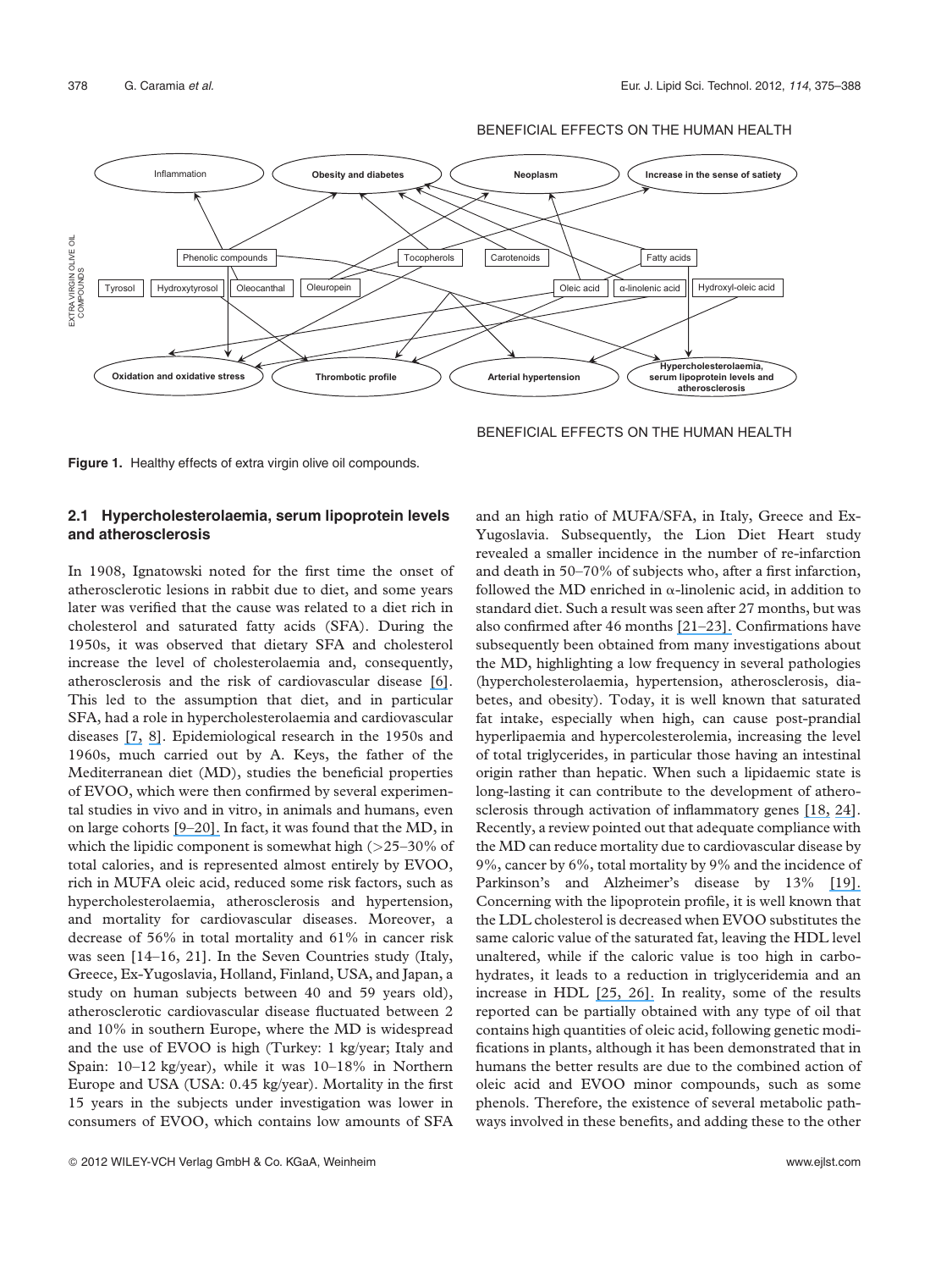**Figure 1.** Healthy effects of extra virgin olive oil compounds.

## 2.1 Hypercholesterolaemia, serum lipoprotein levels and atherosclerosis

In 1908, Ignatowski noted for the first time the onset of atherosclerotic lesions in rabbit due to diet, and some years later was verified that the cause was related to a diet rich in cholesterol and saturated fatty acids (SFA). During the 1950s, it was observed that dietary SFA and cholesterol increase the level of cholesterolaemia and, consequently, atherosclerosis and the risk of cardiovascular disease [6]. This led to the assumption that diet, and in particular SFA, had a role in hypercholesterolaemia and cardiovascular diseases [7, 8]. Epidemiological research in the 1950s and 1960s, much carried out by A. Keys, the father of the Mediterranean diet (MD), studies the beneficial properties of EVOO, which were then confirmed by several experimental studies in vivo and in vitro, in animals and humans, even on large cohorts [9–20]. In fact, it was found that the MD, in which the lipidic component is somewhat high (>25–30% of total calories, and is represented almost entirely by EVOO, rich in MUFA oleic acid, reduced some risk factors, such as hypercholesterolaemia, atherosclerosis and hypertension, and mortality for cardiovascular diseases. Moreover, a decrease of 56% in total mortality and 61% in cancer risk was seen [14–16, 21]. In the Seven Countries study (Italy, Greece, Ex-Yugoslavia, Holland, Finland, USA, and Japan, a study on human subjects between 40 and 59 years old), atherosclerotic cardiovascular disease fluctuated between 2 and 10% in southern Europe, where the MD is widespread and the use of EVOO is high (Turkey: 1 kg/year; Italy and Spain: 10–12 kg/year), while it was 10–18% in Northern Europe and USA (USA: 0.45 kg/year). Mortality in the first 15 years in the subjects under investigation was lower in consumers of EVOO, which contains low amounts of SFA and an high ratio of MUFA/SFA, in Italy, Greece and Ex-Yugoslavia. Subsequently, the Lion Diet Heart study revealed a smaller incidence in the number of re-infarction and death in 50–70% of subjects who, after a first infarction, followed the MD enriched in α-linolenic acid, in addition to standard diet. Such a result was seen after 27 months, but was also confirmed after 46 months [21–23]. Confirmations have subsequently been obtained from many investigations about the MD, highlighting a low frequency in several pathologies (hypercholesterolaemia, hypertension, atherosclerosis, diabetes, and obesity). Today, it is well known that saturated fat intake, especially when high, can cause post-prandial hyperlipaemia and hypercolesterolemia, increasing the level of total triglycerides, in particular those having an intestinal origin rather than hepatic. When such a lipidaemic state is long-lasting it can contribute to the development of atherosclerosis through activation of inflammatory genes [18, 24]. Recently, a review pointed out that adequate compliance with the MD can reduce mortality due to cardiovascular disease by 9%, cancer by 6%, total mortality by 9% and the incidence of Parkinson's and Alzheimer's disease by 13% [19]. Concerning with the lipoprotein profile, it is well known that the LDL cholesterol is decreased when EVOO substitutes the same caloric value of the saturated fat, leaving the HDL level unaltered, while if the caloric value is too high in carbohydrates, it leads to a reduction in triglyceridemia and an increase in HDL [25, 26]. In reality, some of the results reported can be partially obtained with any type of oil that contains high quantities of oleic acid, following genetic modifications in plants, although it has been demonstrated that in humans the better results are due to the combined action of oleic acid and EVOO minor compounds, such as some phenols. Therefore, the existence of several metabolic pathways involved in these benefits, and adding these to the other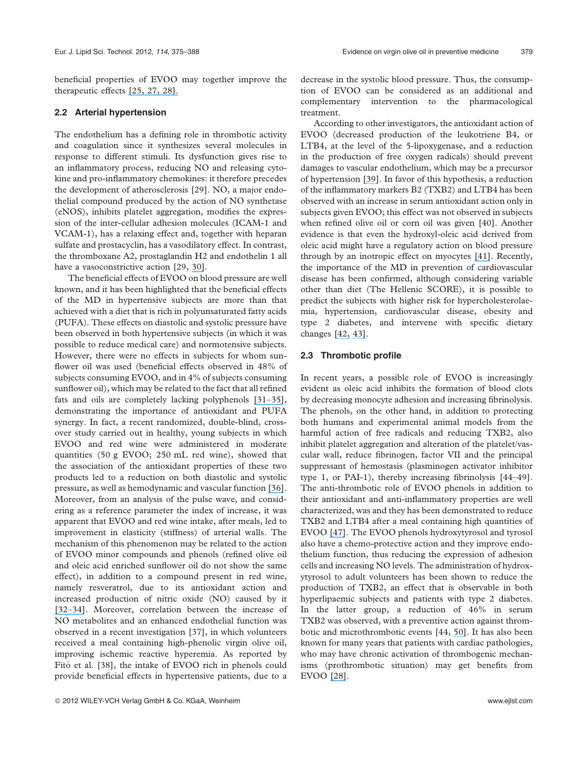beneficial properties of EVOO may together improve the therapeutic effects [25, 27, 28].

## 2.2 Arterial hypertension

The endothelium has a defining role in thrombotic activity and coagulation since it synthesizes several molecules in response to different stimuli. Its dysfunction gives rise to an inflammatory process, reducing NO and releasing cytokine and pro-inflammatory chemokines: it therefore precedes the development of atherosclerosis [29]. NO, a major endothelial compound produced by the action of NO synthetase (eNOS), inhibits platelet aggregation, modifies the expression of the inter-cellular adhesion molecules (ICAM-1 and VCAM-1), has a relaxing effect and, together with heparan sulfate and prostacyclin, has a vasodilatory effect. In contrast, the thromboxane A2, prostaglandin H2 and endothelin 1 all have a vasoconstrictive action [29, 30].

The beneficial effects of EVOO on blood pressure are well known, and it has been highlighted that the beneficial effects of the MD in hypertensive subjects are more than that achieved with a diet that is rich in polyunsaturated fatty acids (PUFA). These effects on diastolic and systolic pressure have been observed in both hypertensive subjects (in which it was possible to reduce medical care) and normotensive subjects. However, there were no effects in subjects for whom sunflower oil was used (beneficial effects observed in 48% of subjects consuming EVOO, and in 4% of subjects consuming sunflower oil), which may be related to the fact that all refined fats and oils are completely lacking polyphenols [31–35], demonstrating the importance of antioxidant and PUFA synergy. In fact, a recent randomized, double-blind, crossover study carried out in healthy, young subjects in which EVOO and red wine were administered in moderate quantities (50 g EVOO; 250 mL red wine), showed that the association of the antioxidant properties of these two products led to a reduction on both diastolic and systolic pressure, as well as hemodynamic and vascular function [36]. Moreover, from an analysis of the pulse wave, and considering as a reference parameter the index of increase, it was apparent that EVOO and red wine intake, after meals, led to improvement in elasticity (stiffness) of arterial walls. The mechanism of this phenomenon may be related to the action of EVOO minor compounds and phenols (refined olive oil and oleic acid enriched sunflower oil do not show the same effect), in addition to a compound present in red wine, namely resveratrol, due to its antioxidant action and increased production of nitric oxide (NO) caused by it [32–34]. Moreover, correlation between the increase of NO metabolites and an enhanced endothelial function was observed in a recent investigation [37], in which volunteers received a meal containing high-phenolic virgin olive oil, improving ischemic reactive hyperemia. As reported by Fitó et al. [38], the intake of EVOO rich in phenols could provide beneficial effects in hypertensive patients, due to a decrease in the systolic blood pressure. Thus, the consumption of EVOO can be considered as an additional and complementary intervention to the pharmacological treatment.

According to other investigators, the antioxidant action of EVOO (decreased production of the leukotriene B4, or LTB4, at the level of the 5-lipoxygenase, and a reduction in the production of free oxygen radicals) should prevent damages to vascular endothelium, which may be a precursor of hypertension [39]. In favor of this hypothesis, a reduction of the inflammatory markers B2 (TXB2) and LTB4 has been observed with an increase in serum antioxidant action only in subjects given EVOO; this effect was not observed in subjects when refined olive oil or corn oil was given [40]. Another evidence is that even the hydroxyl-oleic acid derived from oleic acid might have a regulatory action on blood pressure through by an inotropic effect on myocytes [41]. Recently, the importance of the MD in prevention of cardiovascular disease has been confirmed, although considering variable other than diet (The Hellenic SCORE), it is possible to predict the subjects with higher risk for hypercholesterolaemia, hypertension, cardiovascular disease, obesity and type 2 diabetes, and intervene with specific dietary changes [42, 43].

## 2.3 Thrombotic profile

In recent years, a possible role of EVOO is increasingly evident as oleic acid inhibits the formation of blood clots by decreasing monocyte adhesion and increasing fibrinolysis. The phenols, on the other hand, in addition to protecting both humans and experimental animal models from the harmful action of free radicals and reducing TXB2, also inhibit platelet aggregation and alteration of the platelet/vascular wall, reduce fibrinogen, factor VII and the principal suppressant of hemostasis (plasminogen activator inhibitor type 1, or PAI-1), thereby increasing fibrinolysis [44–49]. The anti-thrombotic role of EVOO phenols in addition to their antioxidant and anti-inflammatory properties are well characterized, was and they has been demonstrated to reduce TXB2 and LTB4 after a meal containing high quantities of EVOO [47]. The EVOO phenols hydroxytyrosol and tyrosol also have a chemo-protective action and they improve endothelium function, thus reducing the expression of adhesion cells and increasing NO levels. The administration of hydroxytyrosol to adult volunteers has been shown to reduce the production of TXB2, an effect that is observable in both hyperlipaemic subjects and patients with type 2 diabetes. In the latter group, a reduction of 46% in serum TXB2 was observed, with a preventive action against thrombotic and microthrombotic events [44, 50]. It has also been known for many years that patients with cardiac pathologies, who may have chronic activation of thrombogenic mechanisms (prothrombotic situation) may get benefits from EVOO [28].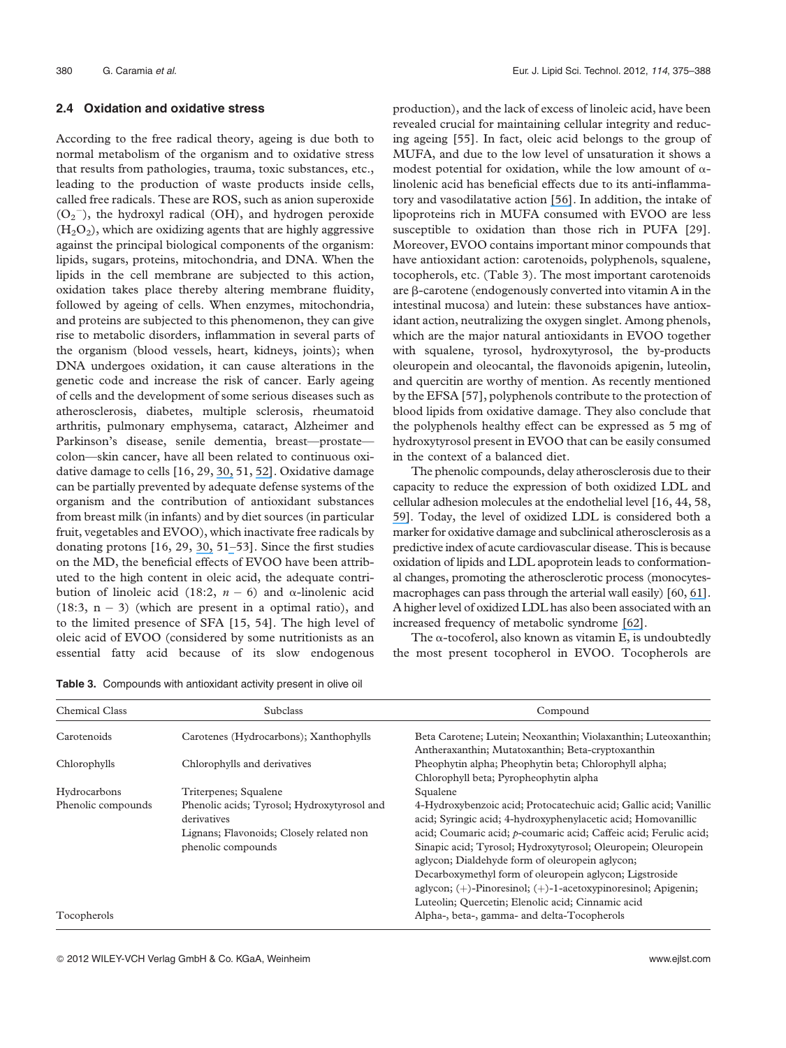### 2.4 Oxidation and oxidative stress

According to the free radical theory, ageing is due both to normal metabolism of the organism and to oxidative stress that results from pathologies, trauma, toxic substances, etc., leading to the production of waste products inside cells, called free radicals. These are ROS, such as anion superoxide ($O_2^-$), the hydroxyl radical (OH), and hydrogen peroxide ($H_2O_2$), which are oxidizing agents that are highly aggressive against the principal biological components of the organism: lipids, sugars, proteins, mitochondria, and DNA. When the lipids in the cell membrane are subjected to this action, oxidation takes place thereby altering membrane fluidity, followed by ageing of cells. When enzymes, mitochondria, and proteins are subjected to this phenomenon, they can give rise to metabolic disorders, inflammation in several parts of the organism (blood vessels, heart, kidneys, joints); when DNA undergoes oxidation, it can cause alterations in the genetic code and increase the risk of cancer. Early ageing of cells and the development of some serious diseases such as atherosclerosis, diabetes, multiple sclerosis, rheumatoid arthritis, pulmonary emphysema, cataract, Alzheimer and Parkinson's disease, senile dementia, breast—prostate—colon—skin cancer, have all been related to continuous oxidative damage to cells [16, 29, 30, 51, 52]. Oxidative damage can be partially prevented by adequate defense systems of the organism and the contribution of antioxidant substances from breast milk (in infants) and by diet sources (in particular fruit, vegetables and EVOO), which inactivate free radicals by donating protons [16, 29, 30, 51–53]. Since the first studies on the MD, the beneficial effects of EVOO have been attributed to the high content in oleic acid, the adequate contribution of linoleic acid (18:2, $n-6$) and α-linolenic acid (18:3, $n-3$) (which are present in a optimal ratio), and to the limited presence of SFA [15, 54]. The high level of oleic acid of EVOO (considered by some nutritionists as an essential fatty acid because of its slow endogenous production), and the lack of excess of linoleic acid, have been revealed crucial for maintaining cellular integrity and reducing ageing [55]. In fact, oleic acid belongs to the group of MUFA, and due to the low level of unsaturation it shows a modest potential for oxidation, while the low amount of α-linolenic acid has beneficial effects due to its anti-inflammatory and vasodilatative action [56]. In addition, the intake of lipoproteins rich in MUFA consumed with EVOO are less susceptible to oxidation than those rich in PUFA [29]. Moreover, EVOO contains important minor compounds that have antioxidant action: carotenoids, polyphenols, squalene, tocopherols, etc. (Table 3). The most important carotenoids are β-carotene (endogenously converted into vitamin A in the intestinal mucosa) and lutein: these substances have antioxidant action, neutralizing the oxygen singlet. Among phenols, which are the major natural antioxidants in EVOO together with squalene, tyrosol, hydroxytyrosol, the by-products oleuropein and oleocantal, the flavonoids apigenin, luteolin, and quercitin are worthy of mention. As recently mentioned by the EFSA [57], polyphenols contribute to the protection of blood lipids from oxidative damage. They also conclude that the polyphenols healthy effect can be expressed as 5 mg of hydroxytyrosol present in EVOO that can be easily consumed in the context of a balanced diet.

The phenolic compounds, delay atherosclerosis due to their capacity to reduce the expression of both oxidized LDL and cellular adhesion molecules at the endothelial level [16, 44, 58, 59]. Today, the level of oxidized LDL is considered both a marker for oxidative damage and subclinical atherosclerosis as a predictive index of acute cardiovascular disease. This is because oxidation of lipids and LDL apoprotein leads to conformational changes, promoting the atherosclerotic process (monocytes-macrophages can pass through the arterial wall easily) [60, 61]. A higher level of oxidized LDL has also been associated with an increased frequency of metabolic syndrome [62].

The α-tocoferol, also known as vitamin E, is undoubtedly the most present tocopherol in EVOO. Tocopherols are

**Table 3.** Compounds with antioxidant activity present in olive oil

| Chemical Class | Subclass | Compound |
|---|---|---|
| Carotenoids | Carotenes (Hydrocarbons); Xanthophylls | Beta Carotene; Lutein; Neoxanthin; Violaxanthin; Luteoxanthin; Antheraxanthin; Mutatoxanthin; Beta-cryptoxanthin |
| Chlorophylls | Chlorophylls and derivatives | Pheophytin alpha; Pheophytin beta; Chlorophyll alpha; Chlorophyll beta; Pyropheophytin alpha |
| Hydrocarbons | Triterpenes; Squalene | Squalene |
| Phenolic compounds | Phenolic acids; Tyrosol; Hydroxytyrosol and derivatives<br>Lignans; Flavonoids; Closely related non phenolic compounds | 4-Hydroxybenzoic acid; Protocatechuic acid; Gallic acid; Vanillic acid; Syringic acid; 4-hydroxyphenylacetic acid; Homovanillic acid; Coumaric acid; *p*-coumaric acid; Caffeic acid; Ferulic acid; Sinapic acid; Tyrosol; Hydroxytyrosol; Oleuropein; Oleuropein aglycon; Dialdehyde form of oleuropein aglycon; Decarboxymethyl form of oleuropein aglycon; Ligstroside aglycon; (+)-Pinoresinol; (+)-1-acetoxypinoresinol; Apigenin; Luteolin; Quercetin; Elenolic acid; Cinnamic acid |
| Tocopherols | | Alpha-, beta-, gamma- and delta-Tocopherols |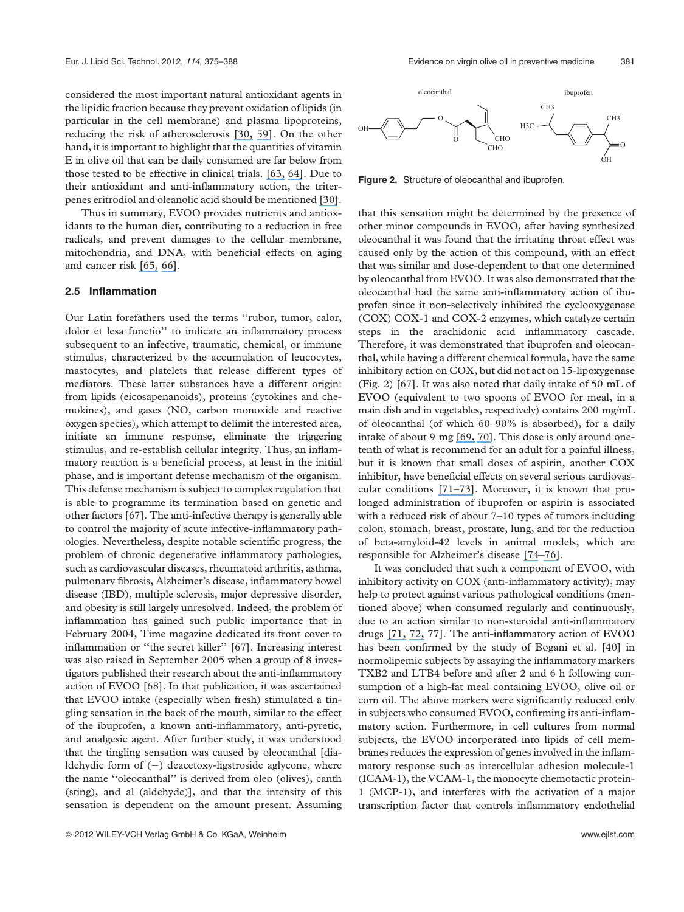considered the most important natural antioxidant agents in the lipidic fraction because they prevent oxidation of lipids (in particular in the cell membrane) and plasma lipoproteins, reducing the risk of atherosclerosis [30, 59]. On the other hand, it is important to highlight that the quantities of vitamin E in olive oil that can be daily consumed are far below from those tested to be effective in clinical trials. [63, 64]. Due to their antioxidant and anti-inflammatory action, the triterpenes eritrodiol and oleanolic acid should be mentioned [30].

Thus in summary, EVOO provides nutrients and antioxidants to the human diet, contributing to a reduction in free radicals, and prevent damages to the cellular membrane, mitochondria, and DNA, with beneficial effects on aging and cancer risk [65, 66].

### 2.5 Inflammation

Our Latin forefathers used the terms "rubor, tumor, calor, dolor et lesa functio" to indicate an inflammatory process subsequent to an infective, traumatic, chemical, or immune stimulus, characterized by the accumulation of leucocytes, mastocytes, and platelets that release different types of mediators. These latter substances have a different origin: from lipids (eicosapenanoids), proteins (cytokines and chemokines), and gases (NO, carbon monoxide and reactive oxygen species), which attempt to delimit the interested area, initiate an immune response, eliminate the triggering stimulus, and re-establish cellular integrity. Thus, an inflammatory reaction is a beneficial process, at least in the initial phase, and is important defense mechanism of the organism. This defense mechanism is subject to complex regulation that is able to programme its termination based on genetic and other factors [67]. The anti-infective therapy is generally able to control the majority of acute infective-inflammatory pathologies. Nevertheless, despite notable scientific progress, the problem of chronic degenerative inflammatory pathologies, such as cardiovascular diseases, rheumatoid arthritis, asthma, pulmonary fibrosis, Alzheimer's disease, inflammatory bowel disease (IBD), multiple sclerosis, major depressive disorder, and obesity is still largely unresolved. Indeed, the problem of inflammation has gained such public importance that in February 2004, Time magazine dedicated its front cover to inflammation or "the secret killer" [67]. Increasing interest was also raised in September 2005 when a group of 8 investigators published their research about the anti-inflammatory action of EVOO [68]. In that publication, it was ascertained that EVOO intake (especially when fresh) stimulated a tingling sensation in the back of the mouth, similar to the effect of the ibuprofen, a known anti-inflammatory, anti-pyretic, and analgesic agent. After further study, it was understood that the tingling sensation was caused by oleocanthal [dialdehydic form of (−) deacetoxy-ligstroside aglycone, where the name "oleocanthal" is derived from oleo (olives), canth (sting), and al (aldehyde)], and that the intensity of this sensation is dependent on the amount present. Assuming

**Figure 2.** Structure of oleocanthal and ibuprofen.

that this sensation might be determined by the presence of other minor compounds in EVOO, after having synthesized oleocanthal it was found that the irritating throat effect was caused only by the action of this compound, with an effect that was similar and dose-dependent to that one determined by oleocanthal from EVOO. It was also demonstrated that the oleocanthal had the same anti-inflammatory action of ibuprofen since it non-selectively inhibited the cyclooxygenase (COX) COX-1 and COX-2 enzymes, which catalyze certain steps in the arachidonic acid inflammatory cascade. Therefore, it was demonstrated that ibuprofen and oleocanthal, while having a different chemical formula, have the same inhibitory action on COX, but did not act on 15-lipoxygenase (Fig. 2) [67]. It was also noted that daily intake of 50 mL of EVOO (equivalent to two spoons of EVOO for meal, in a main dish and in vegetables, respectively) contains 200 mg/mL of oleocanthal (of which 60–90% is absorbed), for a daily intake of about 9 mg [69, 70]. This dose is only around one-tenth of what is recommend for an adult for a painful illness, but it is known that small doses of aspirin, another COX inhibitor, have beneficial effects on several serious cardiovascular conditions [71–73]. Moreover, it is known that prolonged administration of ibuprofen or aspirin is associated with a reduced risk of about 7–10 types of tumors including colon, stomach, breast, prostate, lung, and for the reduction of beta-amyloid-42 levels in animal models, which are responsible for Alzheimer's disease [74–76].

It was concluded that such a component of EVOO, with inhibitory activity on COX (anti-inflammatory activity), may help to protect against various pathological conditions (mentioned above) when consumed regularly and continuously, due to an action similar to non-steroidal anti-inflammatory drugs [71, 72, 77]. The anti-inflammatory action of EVOO has been confirmed by the study of Bogani et al. [40] in normolipemic subjects by assaying the inflammatory markers TXB2 and LTB4 before and after 2 and 6 h following consumption of a high-fat meal containing EVOO, olive oil or corn oil. The above markers were significantly reduced only in subjects who consumed EVOO, confirming its anti-inflammatory action. Furthermore, in cell cultures from normal subjects, the EVOO incorporated into lipids of cell membranes reduces the expression of genes involved in the inflammatory response such as intercellular adhesion molecule-1 (ICAM-1), the VCAM-1, the monocyte chemotactic protein-1 (MCP-1), and interferes with the activation of a major transcription factor that controls inflammatory endothelial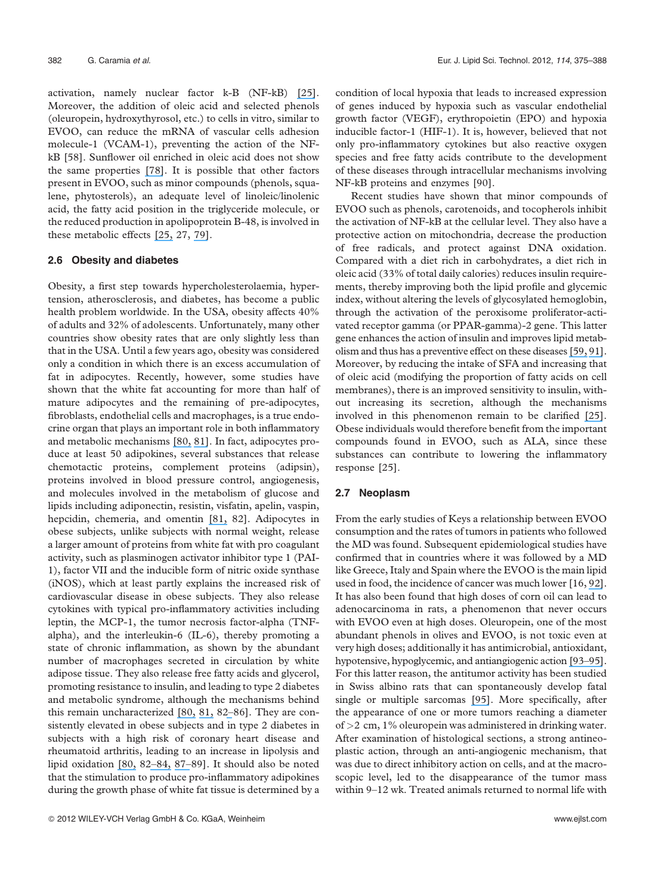activation, namely nuclear factor k-B (NF-kB) [25]. Moreover, the addition of oleic acid and selected phenols (oleuropein, hydroxythyrosol, etc.) to cells in vitro, similar to EVOO, can reduce the mRNA of vascular cells adhesion molecule-1 (VCAM-1), preventing the action of the NF-kB [58]. Sunflower oil enriched in oleic acid does not show the same properties [78]. It is possible that other factors present in EVOO, such as minor compounds (phenols, squalene, phytosterols), an adequate level of linoleic/linolenic acid, the fatty acid position in the triglyceride molecule, or the reduced production in apolipoprotein B-48, is involved in these metabolic effects [25, 27, 79].

### 2.6 Obesity and diabetes

Obesity, a first step towards hypercholesterolaemia, hypertension, atherosclerosis, and diabetes, has become a public health problem worldwide. In the USA, obesity affects 40% of adults and 32% of adolescents. Unfortunately, many other countries show obesity rates that are only slightly less than that in the USA. Until a few years ago, obesity was considered only a condition in which there is an excess accumulation of fat in adipocytes. Recently, however, some studies have shown that the white fat accounting for more than half of mature adipocytes and the remaining of pre-adipocytes, fibroblasts, endothelial cells and macrophages, is a true endocrine organ that plays an important role in both inflammatory and metabolic mechanisms [80, 81]. In fact, adipocytes produce at least 50 adipokines, several substances that release chemotactic proteins, complement proteins (adipsin), proteins involved in blood pressure control, angiogenesis, and molecules involved in the metabolism of glucose and lipids including adiponectin, resistin, visfatin, apelin, vaspin, hepcidin, chemeria, and omentin [81, 82]. Adipocytes in obese subjects, unlike subjects with normal weight, release a larger amount of proteins from white fat with pro coagulant activity, such as plasminogen activator inhibitor type 1 (PAI-1), factor VII and the inducible form of nitric oxide synthase (iNOS), which at least partly explains the increased risk of cardiovascular disease in obese subjects. They also release cytokines with typical pro-inflammatory activities including leptin, the MCP-1, the tumor necrosis factor-alpha (TNF-alpha), and the interleukin-6 (IL-6), thereby promoting a state of chronic inflammation, as shown by the abundant number of macrophages secreted in circulation by white adipose tissue. They also release free fatty acids and glycerol, promoting resistance to insulin, and leading to type 2 diabetes and metabolic syndrome, although the mechanisms behind this remain uncharacterized [80, 81, 82–86]. They are consistently elevated in obese subjects and in type 2 diabetes in subjects with a high risk of coronary heart disease and rheumatoid arthritis, leading to an increase in lipolysis and lipid oxidation [80, 82–84, 87–89]. It should also be noted that the stimulation to produce pro-inflammatory adipokines during the growth phase of white fat tissue is determined by a condition of local hypoxia that leads to increased expression of genes induced by hypoxia such as vascular endothelial growth factor (VEGF), erythropoietin (EPO) and hypoxia inducible factor-1 (HIF-1). It is, however, believed that not only pro-inflammatory cytokines but also reactive oxygen species and free fatty acids contribute to the development of these diseases through intracellular mechanisms involving NF-kB proteins and enzymes [90].

Recent studies have shown that minor compounds of EVOO such as phenols, carotenoids, and tocopherols inhibit the activation of NF-kB at the cellular level. They also have a protective action on mitochondria, decrease the production of free radicals, and protect against DNA oxidation. Compared with a diet rich in carbohydrates, a diet rich in oleic acid (33% of total daily calories) reduces insulin requirements, thereby improving both the lipid profile and glycemic index, without altering the levels of glycosylated hemoglobin, through the activation of the peroxisome proliferator-activated receptor gamma (or PPAR-gamma)-2 gene. This latter gene enhances the action of insulin and improves lipid metabolism and thus has a preventive effect on these diseases [59, 91]. Moreover, by reducing the intake of SFA and increasing that of oleic acid (modifying the proportion of fatty acids on cell membranes), there is an improved sensitivity to insulin, without increasing its secretion, although the mechanisms involved in this phenomenon remain to be clarified [25]. Obese individuals would therefore benefit from the important compounds found in EVOO, such as ALA, since these substances can contribute to lowering the inflammatory response [25].

### 2.7 Neoplasm

From the early studies of Keys a relationship between EVOO consumption and the rates of tumors in patients who followed the MD was found. Subsequent epidemiological studies have confirmed that in countries where it was followed by a MD like Greece, Italy and Spain where the EVOO is the main lipid used in food, the incidence of cancer was much lower [16, 92]. It has also been found that high doses of corn oil can lead to adenocarcinoma in rats, a phenomenon that never occurs with EVOO even at high doses. Oleuropein, one of the most abundant phenols in olives and EVOO, is not toxic even at very high doses; additionally it has antimicrobial, antioxidant, hypotensive, hypoglycemic, and antiangiogenic action [93–95]. For this latter reason, the antitumor activity has been studied in Swiss albino rats that can spontaneously develop fatal single or multiple sarcomas [95]. More specifically, after the appearance of one or more tumors reaching a diameter of >2 cm, 1% oleuropein was administered in drinking water. After examination of histological sections, a strong antineoplastic action, through an anti-angiogenic mechanism, that was due to direct inhibitory action on cells, and at the macroscopic level, led to the disappearance of the tumor mass within 9–12 wk. Treated animals returned to normal life with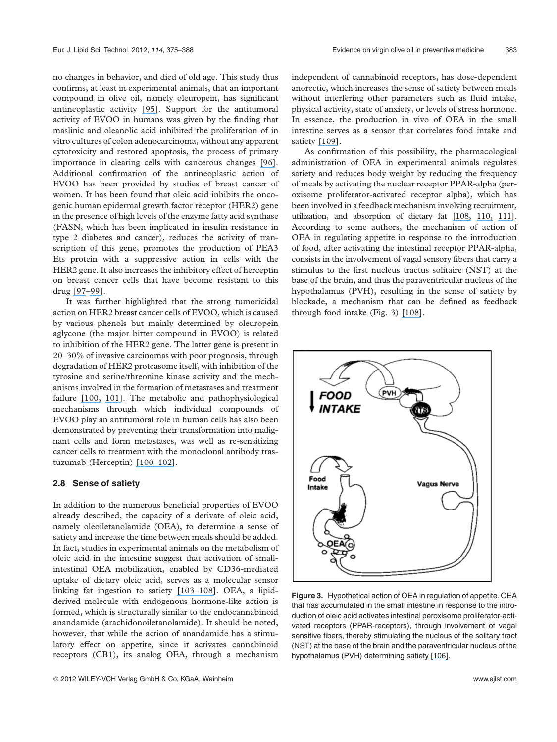no changes in behavior, and died of old age. This study thus confirms, at least in experimental animals, that an important compound in olive oil, namely oleuropein, has significant antineoplastic activity [95]. Support for the antitumoral activity of EVOO in humans was given by the finding that maslinic and oleanolic acid inhibited the proliferation of in vitro cultures of colon adenocarcinoma, without any apparent cytotoxicity and restored apoptosis, the process of primary importance in clearing cells with cancerous changes [96]. Additional confirmation of the antineoplastic action of EVOO has been provided by studies of breast cancer of women. It has been found that oleic acid inhibits the oncogenic human epidermal growth factor receptor (HER2) gene in the presence of high levels of the enzyme fatty acid synthase (FASN, which has been implicated in insulin resistance in type 2 diabetes and cancer), reduces the activity of transcription of this gene, promotes the production of PEA3 Ets protein with a suppressive action in cells with the HER2 gene. It also increases the inhibitory effect of herceptin on breast cancer cells that have become resistant to this drug [97–99].

It was further highlighted that the strong tumoricidal action on HER2 breast cancer cells of EVOO, which is caused by various phenols but mainly determined by oleuropein aglycone (the major bitter compound in EVOO) is related to inhibition of the HER2 gene. The latter gene is present in 20–30% of invasive carcinomas with poor prognosis, through degradation of HER2 proteasome itself, with inhibition of the tyrosine and serine/threonine kinase activity and the mechanisms involved in the formation of metastases and treatment failure [100, 101]. The metabolic and pathophysiological mechanisms through which individual compounds of EVOO play an antitumoral role in human cells has also been demonstrated by preventing their transformation into malignant cells and form metastases, was well as re-sensitizing cancer cells to treatment with the monoclonal antibody trastuzumab (Herceptin) [100–102].

### 2.8 Sense of satiety

In addition to the numerous beneficial properties of EVOO already described, the capacity of a derivate of oleic acid, namely oleoiletanolamide (OEA), to determine a sense of satiety and increase the time between meals should be added. In fact, studies in experimental animals on the metabolism of oleic acid in the intestine suggest that activation of small-intestinal OEA mobilization, enabled by CD36-mediated uptake of dietary oleic acid, serves as a molecular sensor linking fat ingestion to satiety [103–108]. OEA, a lipid-derived molecule with endogenous hormone-like action is formed, which is structurally similar to the endocannabinoid anandamide (arachidonoiletanolamide). It should be noted, however, that while the action of anandamide has a stimulatory effect on appetite, since it activates cannabinoid receptors (CB1), its analog OEA, through a mechanism independent of cannabinoid receptors, has dose-dependent anorectic, which increases the sense of satiety between meals without interfering other parameters such as fluid intake, physical activity, state of anxiety, or levels of stress hormone. In essence, the production in vivo of OEA in the small intestine serves as a sensor that correlates food intake and satiety [109].

As confirmation of this possibility, the pharmacological administration of OEA in experimental animals regulates satiety and reduces body weight by reducing the frequency of meals by activating the nuclear receptor PPAR-alpha (peroxisome proliferator-activated receptor alpha), which has been involved in a feedback mechanism involving recruitment, utilization, and absorption of dietary fat [108, 110, 111]. According to some authors, the mechanism of action of OEA in regulating appetite in response to the introduction of food, after activating the intestinal receptor PPAR-alpha, consists in the involvement of vagal sensory fibers that carry a stimulus to the first nucleus tractus solitaire (NST) at the base of the brain, and thus the paraventricular nucleus of the hypothalamus (PVH), resulting in the sense of satiety by blockade, a mechanism that can be defined as feedback through food intake (Fig. 3) [108].

**Figure 3.** Hypothetical action of OEA in regulation of appetite. OEA that has accumulated in the small intestine in response to the introduction of oleic acid activates intestinal peroxisome proliferator-activated receptors (PPAR-receptors), through involvement of vagal sensitive fibers, thereby stimulating the nucleus of the solitary tract (NST) at the base of the brain and the paraventricular nucleus of the hypothalamus (PVH) determining satiety [106].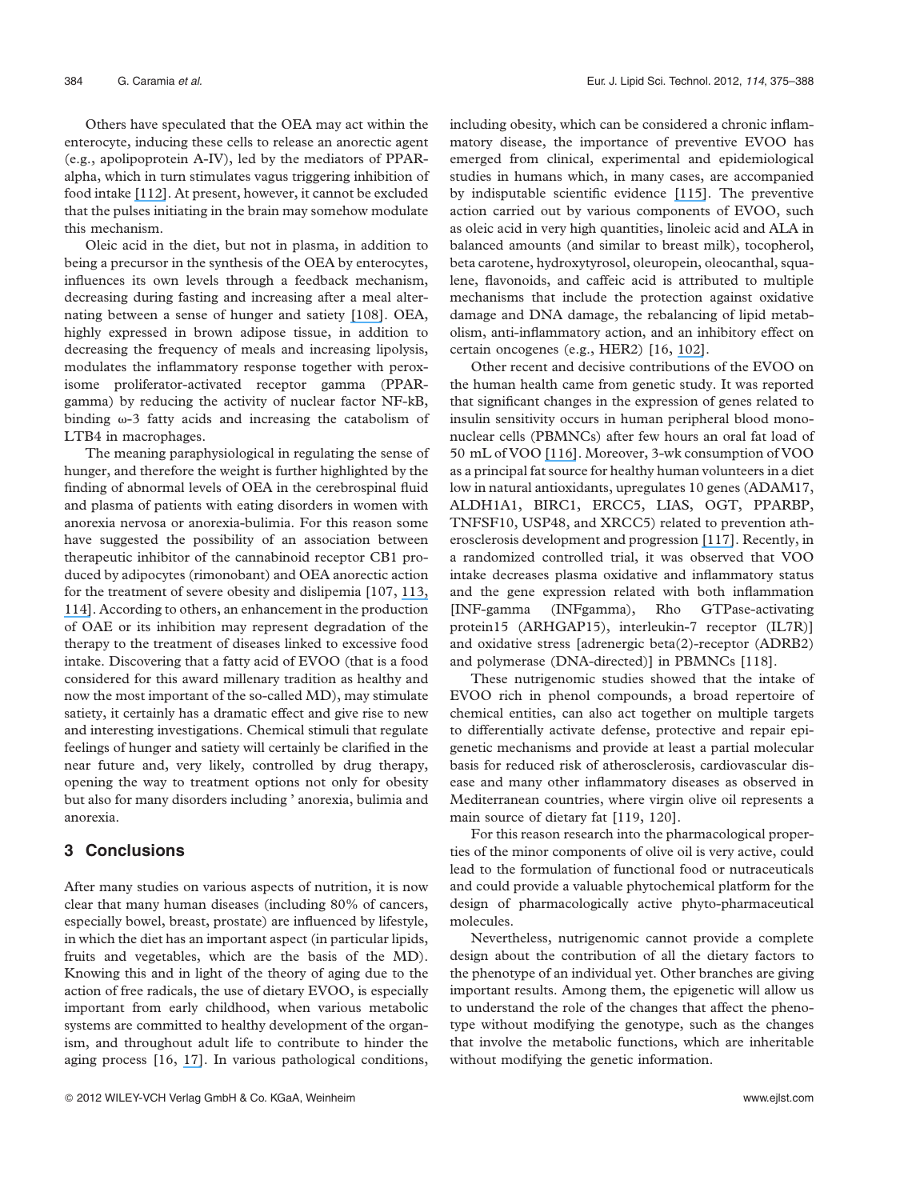Others have speculated that the OEA may act within the enterocyte, inducing these cells to release an anorectic agent (e.g., apolipoprotein A-IV), led by the mediators of PPAR-alpha, which in turn stimulates vagus triggering inhibition of food intake [112]. At present, however, it cannot be excluded that the pulses initiating in the brain may somehow modulate this mechanism.

Oleic acid in the diet, but not in plasma, in addition to being a precursor in the synthesis of the OEA by enterocytes, influences its own levels through a feedback mechanism, decreasing during fasting and increasing after a meal alternating between a sense of hunger and satiety [108]. OEA, highly expressed in brown adipose tissue, in addition to decreasing the frequency of meals and increasing lipolysis, modulates the inflammatory response together with peroxisome proliferator-activated receptor gamma (PPAR-gamma) by reducing the activity of nuclear factor NF-kB, binding ω-3 fatty acids and increasing the catabolism of LTB4 in macrophages.

The meaning paraphysiological in regulating the sense of hunger, and therefore the weight is further highlighted by the finding of abnormal levels of OEA in the cerebrospinal fluid and plasma of patients with eating disorders in women with anorexia nervosa or anorexia-bulimia. For this reason some have suggested the possibility of an association between therapeutic inhibitor of the cannabinoid receptor CB1 produced by adipocytes (rimonobant) and OEA anorectic action for the treatment of severe obesity and dislipemia [107, 113, 114]. According to others, an enhancement in the production of OAE or its inhibition may represent degradation of the therapy to the treatment of diseases linked to excessive food intake. Discovering that a fatty acid of EVOO (that is a food considered for this award millenary tradition as healthy and now the most important of the so-called MD), may stimulate satiety, it certainly has a dramatic effect and give rise to new and interesting investigations. Chemical stimuli that regulate feelings of hunger and satiety will certainly be clarified in the near future and, very likely, controlled by drug therapy, opening the way to treatment options not only for obesity but also for many disorders including ' anorexia, bulimia and anorexia.

## 3 Conclusions

After many studies on various aspects of nutrition, it is now clear that many human diseases (including 80% of cancers, especially bowel, breast, prostate) are influenced by lifestyle, in which the diet has an important aspect (in particular lipids, fruits and vegetables, which are the basis of the MD). Knowing this and in light of the theory of aging due to the action of free radicals, the use of dietary EVOO, is especially important from early childhood, when various metabolic systems are committed to healthy development of the organism, and throughout adult life to contribute to hinder the aging process [16, 17]. In various pathological conditions, including obesity, which can be considered a chronic inflammatory disease, the importance of preventive EVOO has emerged from clinical, experimental and epidemiological studies in humans which, in many cases, are accompanied by indisputable scientific evidence [115]. The preventive action carried out by various components of EVOO, such as oleic acid in very high quantities, linoleic acid and ALA in balanced amounts (and similar to breast milk), tocopherol, beta carotene, hydroxytyrosol, oleuropein, oleocanthal, squalene, flavonoids, and caffeic acid is attributed to multiple mechanisms that include the protection against oxidative damage and DNA damage, the rebalancing of lipid metabolism, anti-inflammatory action, and an inhibitory effect on certain oncogenes (e.g., HER2) [16, 102].

Other recent and decisive contributions of the EVOO on the human health came from genetic study. It was reported that significant changes in the expression of genes related to insulin sensitivity occurs in human peripheral blood mononuclear cells (PBMNCs) after few hours an oral fat load of 50 mL of VOO [116]. Moreover, 3-wk consumption of VOO as a principal fat source for healthy human volunteers in a diet low in natural antioxidants, upregulates 10 genes (ADAM17, ALDH1A1, BIRC1, ERCC5, LIAS, OGT, PPARBP, TNFSF10, USP48, and XRCC5) related to prevention atherosclerosis development and progression [117]. Recently, in a randomized controlled trial, it was observed that VOO intake decreases plasma oxidative and inflammatory status and the gene expression related with both inflammation [INF-gamma (INFgamma), Rho GTPase-activating protein15 (ARHGAP15), interleukin-7 receptor (IL7R)] and oxidative stress [adrenergic beta(2)-receptor (ADRB2) and polymerase (DNA-directed)] in PBMNCs [118].

These nutrigenomic studies showed that the intake of EVOO rich in phenol compounds, a broad repertoire of chemical entities, can also act together on multiple targets to differentially activate defense, protective and repair epigenetic mechanisms and provide at least a partial molecular basis for reduced risk of atherosclerosis, cardiovascular disease and many other inflammatory diseases as observed in Mediterranean countries, where virgin olive oil represents a main source of dietary fat [119, 120].

For this reason research into the pharmacological properties of the minor components of olive oil is very active, could lead to the formulation of functional food or nutraceuticals and could provide a valuable phytochemical platform for the design of pharmacologically active phyto-pharmaceutical molecules.

Nevertheless, nutrigenomic cannot provide a complete design about the contribution of all the dietary factors to the phenotype of an individual yet. Other branches are giving important results. Among them, the epigenetic will allow us to understand the role of the changes that affect the phenotype without modifying the genotype, such as the changes that involve the metabolic functions, which are inheritable without modifying the genetic information.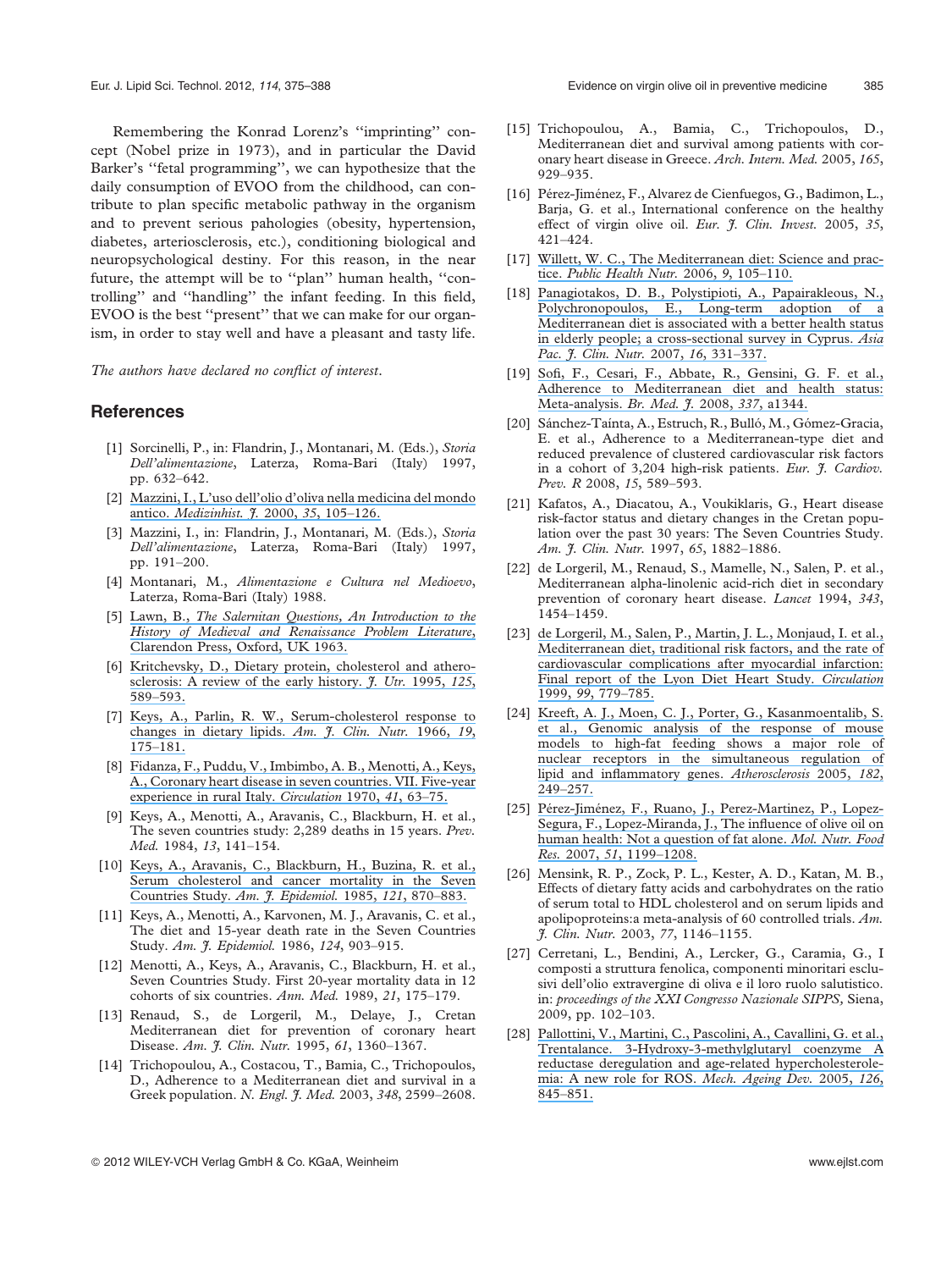Remembering the Konrad Lorenz's ''imprinting'' concept (Nobel prize in 1973), and in particular the David Barker's ''fetal programming'', we can hypothesize that the daily consumption of EVOO from the childhood, can contribute to plan specific metabolic pathway in the organism and to prevent serious pahologies (obesity, hypertension, diabetes, arteriosclerosis, etc.), conditioning biological and neuropsychological destiny. For this reason, in the near future, the attempt will be to ''plan'' human health, ''controlling'' and ''handling'' the infant feeding. In this field, EVOO is the best ''present'' that we can make for our organism, in order to stay well and have a pleasant and tasty life.

*The authors have declared no conflict of interest.*

## References

[1] Sorcinelli, P., in: Flandrin, J., Montanari, M. (Eds.), *Storia Dell'alimentazione*, Laterza, Roma-Bari (Italy) 1997, pp. 632–642.

[2] Mazzini, I., L'uso dell'olio d'oliva nella medicina del mondo antico. *Medizinhist. J.* 2000, *35*, 105–126.

[3] Mazzini, I., in: Flandrin, J., Montanari, M. (Eds.), *Storia Dell'alimentazione*, Laterza, Roma-Bari (Italy) 1997, pp. 191–200.

[4] Montanari, M., *Alimentazione e Cultura nel Medioevo*, Laterza, Roma-Bari (Italy) 1988.

[5] Lawn, B., *The Salernitan Questions, An Introduction to the History of Medieval and Renaissance Problem Literature*, Clarendon Press, Oxford, UK 1963.

[6] Kritchevsky, D., Dietary protein, cholesterol and atherosclerosis: A review of the early history. *J. Utr.* 1995, *125*, 589–593.

[7] Keys, A., Parlin, R. W., Serum-cholesterol response to changes in dietary lipids. *Am. J. Clin. Nutr.* 1966, *19*, 175–181.

[8] Fidanza, F., Puddu, V., Imbimbo, A. B., Menotti, A., Keys, A., Coronary heart disease in seven countries. VII. Five-year experience in rural Italy. *Circulation* 1970, *41*, 63–75.

[9] Keys, A., Menotti, A., Aravanis, C., Blackburn, H. et al., The seven countries study: 2,289 deaths in 15 years. *Prev. Med.* 1984, *13*, 141–154.

[10] Keys, A., Aravanis, C., Blackburn, H., Buzina, R. et al., Serum cholesterol and cancer mortality in the Seven Countries Study. *Am. J. Epidemiol.* 1985, *121*, 870–883.

[11] Keys, A., Menotti, A., Karvonen, M. J., Aravanis, C. et al., The diet and 15-year death rate in the Seven Countries Study. *Am. J. Epidemiol.* 1986, *124*, 903–915.

[12] Menotti, A., Keys, A., Aravanis, C., Blackburn, H. et al., Seven Countries Study. First 20-year mortality data in 12 cohorts of six countries. *Ann. Med.* 1989, *21*, 175–179.

[13] Renaud, S., de Lorgeril, M., Delaye, J., Cretan Mediterranean diet for prevention of coronary heart Disease. *Am. J. Clin. Nutr.* 1995, *61*, 1360–1367.

[14] Trichopoulou, A., Costacou, T., Bamia, C., Trichopoulos, D., Adherence to a Mediterranean diet and survival in a Greek population. *N. Engl. J. Med.* 2003, *348*, 2599–2608.

[15] Trichopoulou, A., Bamia, C., Trichopoulos, D., Mediterranean diet and survival among patients with coronary heart disease in Greece. *Arch. Intern. Med.* 2005, *165*, 929–935.

[16] Pérez-Jiménez, F., Alvarez de Cienfuegos, G., Badimon, L., Barja, G. et al., International conference on the healthy effect of virgin olive oil. *Eur. J. Clin. Invest.* 2005, *35*, 421–424.

[17] Willett, W. C., The Mediterranean diet: Science and practice. *Public Health Nutr.* 2006, *9*, 105–110.

[18] Panagiotakos, D. B., Polystipioti, A., Papairakleous, N., Polychronopoulos, E., Long-term adoption of a Mediterranean diet is associated with a better health status in elderly people; a cross-sectional survey in Cyprus. *Asia Pac. J. Clin. Nutr.* 2007, *16*, 331–337.

[19] Sofi, F., Cesari, F., Abbate, R., Gensini, G. F. et al., Adherence to Mediterranean diet and health status: Meta-analysis. *Br. Med. J.* 2008, *337*, a1344.

[20] Sánchez-Taínta, A., Estruch, R., Bulló, M., Gómez-Gracia, E. et al., Adherence to a Mediterranean-type diet and reduced prevalence of clustered cardiovascular risk factors in a cohort of 3,204 high-risk patients. *Eur. J. Cardiov. Prev. R* 2008, *15*, 589–593.

[21] Kafatos, A., Diacatou, A., Voukiklaris, G., Heart disease risk-factor status and dietary changes in the Cretan population over the past 30 years: The Seven Countries Study. *Am. J. Clin. Nutr.* 1997, *65*, 1882–1886.

[22] de Lorgeril, M., Renaud, S., Mamelle, N., Salen, P. et al., Mediterranean alpha-linolenic acid-rich diet in secondary prevention of coronary heart disease. *Lancet* 1994, *343*, 1454–1459.

[23] de Lorgeril, M., Salen, P., Martin, J. L., Monjaud, I. et al., Mediterranean diet, traditional risk factors, and the rate of cardiovascular complications after myocardial infarction: Final report of the Lyon Diet Heart Study. *Circulation* 1999, *99*, 779–785.

[24] Kreeft, A. J., Moen, C. J., Porter, G., Kasanmoentalib, S. et al., Genomic analysis of the response of mouse models to high-fat feeding shows a major role of nuclear receptors in the simultaneous regulation of lipid and inflammatory genes. *Atherosclerosis* 2005, *182*, 249–257.

[25] Pérez-Jiménez, F., Ruano, J., Perez-Martinez, P., Lopez-Segura, F., Lopez-Miranda, J., The influence of olive oil on human health: Not a question of fat alone. *Mol. Nutr. Food Res.* 2007, *51*, 1199–1208.

[26] Mensink, R. P., Zock, P. L., Kester, A. D., Katan, M. B., Effects of dietary fatty acids and carbohydrates on the ratio of serum total to HDL cholesterol and on serum lipids and apolipoproteins:a meta-analysis of 60 controlled trials. *Am. J. Clin. Nutr.* 2003, *77*, 1146–1155.

[27] Cerretani, L., Bendini, A., Lercker, G., Caramia, G., I composti a struttura fenolica, componenti minoritari esclusivi dell'olio extravergine di oliva e il loro ruolo salutistico. in: *proceedings of the XXI Congresso Nazionale SIPPS*, Siena, 2009, pp. 102–103.

[28] Pallottini, V., Martini, C., Pascolini, A., Cavallini, G. et al., Trentalance. 3-Hydroxy-3-methylglutaryl coenzyme A reductase deregulation and age-related hypercholesterolemia: A new role for ROS. *Mech. Ageing Dev.* 2005, *126*, 845–851.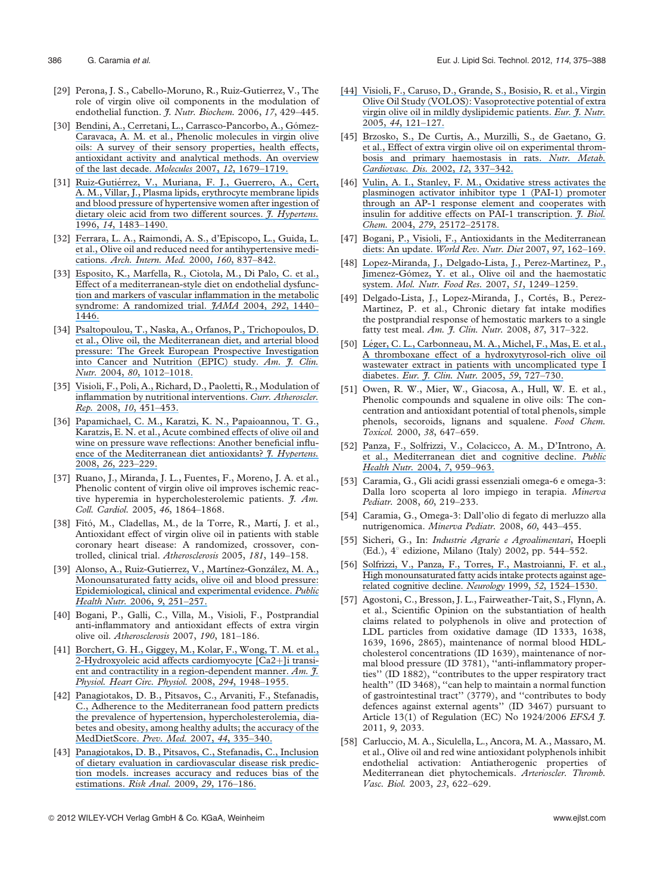[29] Perona, J. S., Cabello-Moruno, R., Ruiz-Gutierrez, V., The role of virgin olive oil components in the modulation of endothelial function. *J. Nutr. Biochem.* 2006, *17*, 429–445.

[30] Bendini, A., Cerretani, L., Carrasco-Pancorbo, A., Gómez-Caravaca, A. M. et al., Phenolic molecules in virgin olive oils: A survey of their sensory properties, health effects, antioxidant activity and analytical methods. An overview of the last decade. *Molecules* 2007, *12*, 1679–1719.

[31] Ruiz-Gutiérrez, V., Muriana, F. J., Guerrero, A., Cert, A. M., Villar, J., Plasma lipids, erythrocyte membrane lipids and blood pressure of hypertensive women after ingestion of dietary oleic acid from two different sources. *J. Hypertens.* 1996, *14*, 1483–1490.

[32] Ferrara, L. A., Raimondi, A. S., d'Episcopo, L., Guida, L. et al., Olive oil and reduced need for antihypertensive medications. *Arch. Intern. Med.* 2000, *160*, 837–842.

[33] Esposito, K., Marfella, R., Ciotola, M., Di Palo, C. et al., Effect of a mediterranean-style diet on endothelial dysfunction and markers of vascular inflammation in the metabolic syndrome: A randomized trial. *JAMA* 2004, *292*, 1440–1446.

[34] Psaltopoulou, T., Naska, A., Orfanos, P., Trichopoulos, D. et al., Olive oil, the Mediterranean diet, and arterial blood pressure: The Greek European Prospective Investigation into Cancer and Nutrition (EPIC) study. *Am. J. Clin. Nutr.* 2004, *80*, 1012–1018.

[35] Visioli, F., Poli, A., Richard, D., Paoletti, R., Modulation of inflammation by nutritional interventions. *Curr. Atheroscler. Rep.* 2008, *10*, 451–453.

[36] Papamichael, C. M., Karatzi, K. N., Papaioannou, T. G., Karatzis, E. N. et al., Acute combined effects of olive oil and wine on pressure wave reflections: Another beneficial influence of the Mediterranean diet antioxidants? *J. Hypertens.* 2008, *26*, 223–229.

[37] Ruano, J., Miranda, J. L., Fuentes, F., Moreno, J. A. et al., Phenolic content of virgin olive oil improves ischemic reactive hyperemia in hypercholesterolemic patients. *J. Am. Coll. Cardiol.* 2005, *46*, 1864–1868.

[38] Fitó, M., Cladellas, M., de la Torre, R., Martí, J. et al., Antioxidant effect of virgin olive oil in patients with stable coronary heart disease: A randomized, crossover, controlled, clinical trial. *Atherosclerosis* 2005, *181*, 149–158.

[39] Alonso, A., Ruiz-Gutierrez, V., Martínez-González, M. A., Monounsaturated fatty acids, olive oil and blood pressure: Epidemiological, clinical and experimental evidence. *Public Health Nutr.* 2006, *9*, 251–257.

[40] Bogani, P., Galli, C., Villa, M., Visioli, F., Postprandial anti-inflammatory and antioxidant effects of extra virgin olive oil. *Atherosclerosis* 2007, *190*, 181–186.

[41] Borchert, G. H., Giggey, M., Kolar, F., Wong, T. M. et al., 2-Hydroxyoleic acid affects cardiomyocyte [Ca2+]i transient and contractility in a region-dependent manner. *Am. J. Physiol. Heart Circ. Physiol.* 2008, *294*, 1948–1955.

[42] Panagiotakos, D. B., Pitsavos, C., Arvaniti, F., Stefanadis, C., Adherence to the Mediterranean food pattern predicts the prevalence of hypertension, hypercholesterolemia, diabetes and obesity, among healthy adults; the accuracy of the MedDietScore. *Prev. Med.* 2007, *44*, 335–340.

[43] Panagiotakos, D. B., Pitsavos, C., Stefanadis, C., Inclusion of dietary evaluation in cardiovascular disease risk prediction models. increases accuracy and reduces bias of the estimations. *Risk Anal.* 2009, *29*, 176–186.

[44] Visioli, F., Caruso, D., Grande, S., Bosisio, R. et al., Virgin Olive Oil Study (VOLOS): Vasoprotective potential of extra virgin olive oil in mildly dyslipidemic patients. *Eur. J. Nutr.* 2005, *44*, 121–127.

[45] Brzosko, S., De Curtis, A., Murzilli, S., de Gaetano, G. et al., Effect of extra virgin olive oil on experimental thrombosis and primary haemostasis in rats. *Nutr. Metab. Cardiovasc. Dis.* 2002, *12*, 337–342.

[46] Vulin, A. I., Stanley, F. M., Oxidative stress activates the plasminogen activator inhibitor type 1 (PAI-1) promoter through an AP-1 response element and cooperates with insulin for additive effects on PAI-1 transcription. *J. Biol. Chem.* 2004, *279*, 25172–25178.

[47] Bogani, P., Visioli, F., Antioxidants in the Mediterranean diets: An update. *World Rev. Nutr. Diet* 2007, *97*, 162–169.

[48] Lopez-Miranda, J., Delgado-Lista, J., Perez-Martinez, P., Jimenez-Gómez, Y. et al., Olive oil and the haemostatic system. *Mol. Nutr. Food Res.* 2007, *51*, 1249–1259.

[49] Delgado-Lista, J., Lopez-Miranda, J., Cortés, B., Perez-Martinez, P. et al., Chronic dietary fat intake modifies the postprandial response of hemostatic markers to a single fatty test meal. *Am. J. Clin. Nutr.* 2008, *87*, 317–322.

[50] Léger, C. L., Carbonneau, M. A., Michel, F., Mas, E. et al., A thromboxane effect of a hydroxytyrosol-rich olive oil wastewater extract in patients with uncomplicated type I diabetes. *Eur. J. Clin. Nutr.* 2005, *59*, 727–730.

[51] Owen, R. W., Mier, W., Giacosa, A., Hull, W. E. et al., Phenolic compounds and squalene in olive oils: The concentration and antioxidant potential of total phenols, simple phenols, secoroids, lignans and squalene. *Food Chem. Toxicol.* 2000, *38*, 647–659.

[52] Panza, F., Solfrizzi, V., Colacicco, A. M., D'Introno, A. et al., Mediterranean diet and cognitive decline. *Public Health Nutr.* 2004, *7*, 959–963.

[53] Caramia, G., Gli acidi grassi essenziali omega-6 e omega-3: Dalla loro scoperta al loro impiego in terapia. *Minerva Pediatr.* 2008, *60*, 219–233.

[54] Caramia, G., Omega-3: Dall'olio di fegato di merluzzo alla nutrigenomica. *Minerva Pediatr.* 2008, *60*, 443–455.

[55] Sicheri, G., In: *Industrie Agrarie e Agroalimentari*, Hoepli (Ed.), 4° edizione, Milano (Italy) 2002, pp. 544–552.

[56] Solfrizzi, V., Panza, F., Torres, F., Mastroianni, F. et al., High monounsaturated fatty acids intake protects against age-related cognitive decline. *Neurology* 1999, *52*, 1524–1530.

[57] Agostoni, C., Bresson, J. L., Fairweather-Tait, S., Flynn, A. et al., Scientific Opinion on the substantiation of health claims related to polyphenols in olive and protection of LDL particles from oxidative damage (ID 1333, 1638, 1639, 1696, 2865), maintenance of normal blood HDL-cholesterol concentrations (ID 1639), maintenance of normal blood pressure (ID 3781), "anti-inflammatory properties" (ID 1882), "contributes to the upper respiratory tract health" (ID 3468), "can help to maintain a normal function of gastrointestinal tract" (3779), and "contributes to body defences against external agents" (ID 3467) pursuant to Article 13(1) of Regulation (EC) No 1924/2006 *EFSA J.* 2011, *9*, 2033.

[58] Carluccio, M. A., Siculella, L., Ancora, M. A., Massaro, M. et al., Olive oil and red wine antioxidant polyphenols inhibit endothelial activation: Antiatherogenic properties of Mediterranean diet phytochemicals. *Arterioscler. Thromb. Vasc. Biol.* 2003, *23*, 622–629.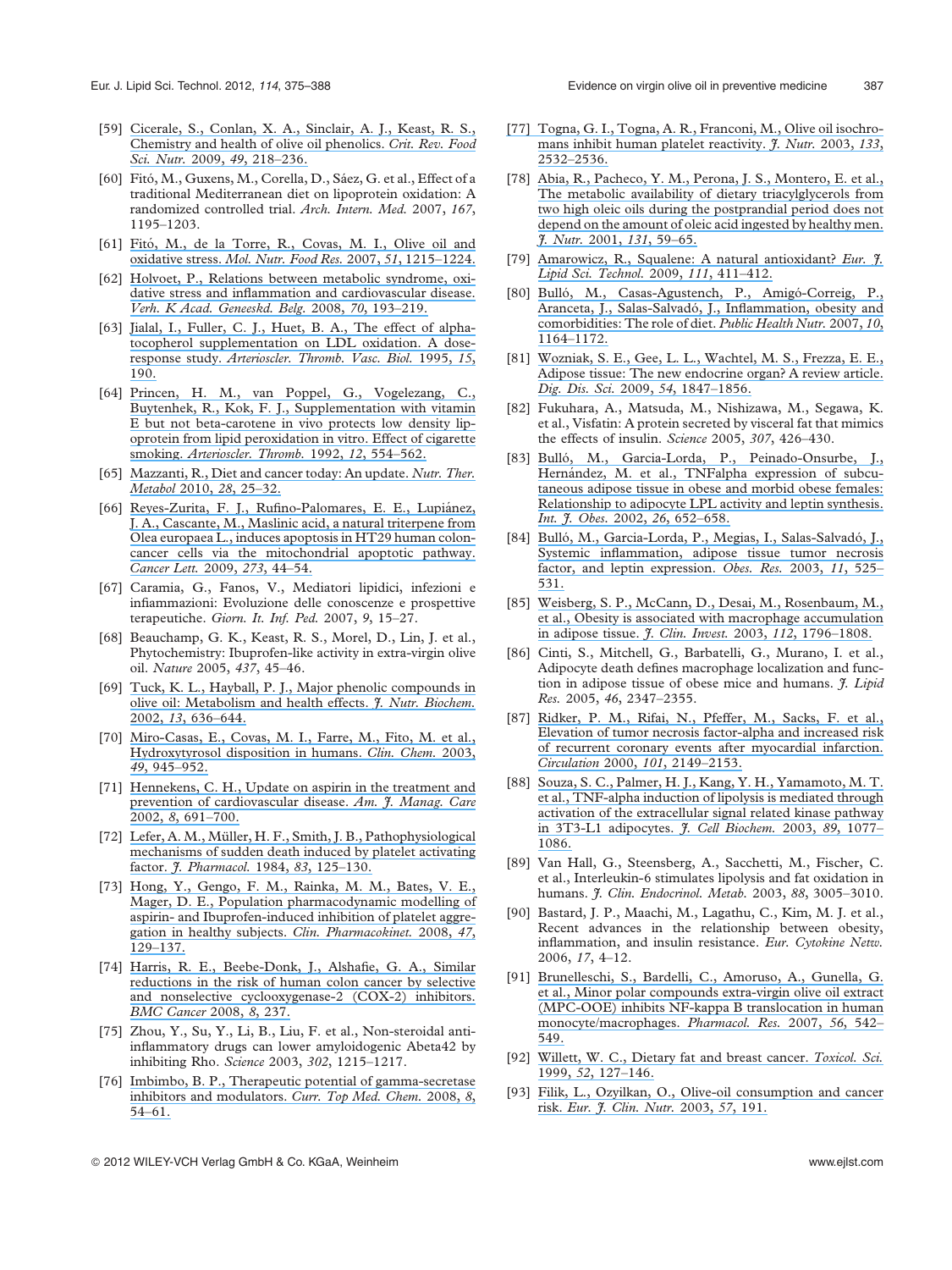[59] Cicerale, S., Conlan, X. A., Sinclair, A. J., Keast, R. S., Chemistry and health of olive oil phenolics. *Crit. Rev. Food Sci. Nutr.* 2009, *49*, 218–236.

[60] Fitó, M., Guxens, M., Corella, D., Sáez, G. et al., Effect of a traditional Mediterranean diet on lipoprotein oxidation: A randomized controlled trial. *Arch. Intern. Med.* 2007, *167*, 1195–1203.

[61] Fitó, M., de la Torre, R., Covas, M. I., Olive oil and oxidative stress. *Mol. Nutr. Food Res.* 2007, *51*, 1215–1224.

[62] Holvoet, P., Relations between metabolic syndrome, oxidative stress and inflammation and cardiovascular disease. *Verh. K Acad. Geneeskd. Belg.* 2008, *70*, 193–219.

[63] Jialal, I., Fuller, C. J., Huet, B. A., The effect of alpha-tocopherol supplementation on LDL oxidation. A dose-response study. *Arterioscler. Thromb. Vasc. Biol.* 1995, *15*, 190.

[64] Princen, H. M., van Poppel, G., Vogelezang, C., Buytenhek, R., Kok, F. J., Supplementation with vitamin E but not beta-carotene in vivo protects low density lipoprotein from lipid peroxidation in vitro. Effect of cigarette smoking. *Arterioscler. Thromb.* 1992, *12*, 554–562.

[65] Mazzanti, R., Diet and cancer today: An update. *Nutr. Ther. Metabol* 2010, *28*, 25–32.

[66] Reyes-Zurita, F. J., Rufino-Palomares, E. E., Lupiánez, J. A., Cascante, M., Maslinic acid, a natural triterpene from Olea europaea L., induces apoptosis in HT29 human colon-cancer cells via the mitochondrial apoptotic pathway. *Cancer Lett.* 2009, *273*, 44–54.

[67] Caramia, G., Fanos, V., Mediatori lipidici, infezioni e infiammazioni: Evoluzione delle conoscenze e prospettive terapeutiche. *Giorn. It. Inf. Ped.* 2007, *9*, 15–27.

[68] Beauchamp, G. K., Keast, R. S., Morel, D., Lin, J. et al., Phytochemistry: Ibuprofen-like activity in extra-virgin olive oil. *Nature* 2005, *437*, 45–46.

[69] Tuck, K. L., Hayball, P. J., Major phenolic compounds in olive oil: Metabolism and health effects. *J. Nutr. Biochem.* 2002, *13*, 636–644.

[70] Miro-Casas, E., Covas, M. I., Farre, M., Fito, M. et al., Hydroxytyrosol disposition in humans. *Clin. Chem.* 2003, *49*, 945–952.

[71] Hennekens, C. H., Update on aspirin in the treatment and prevention of cardiovascular disease. *Am. J. Manag. Care* 2002, *8*, 691–700.

[72] Lefer, A. M., Müller, H. F., Smith, J. B., Pathophysiological mechanisms of sudden death induced by platelet activating factor. *J. Pharmacol.* 1984, *83*, 125–130.

[73] Hong, Y., Gengo, F. M., Rainka, M. M., Bates, V. E., Mager, D. E., Population pharmacodynamic modelling of aspirin- and Ibuprofen-induced inhibition of platelet aggregation in healthy subjects. *Clin. Pharmacokinet.* 2008, *47*, 129–137.

[74] Harris, R. E., Beebe-Donk, J., Alshafie, G. A., Similar reductions in the risk of human colon cancer by selective and nonselective cyclooxygenase-2 (COX-2) inhibitors. *BMC Cancer* 2008, *8*, 237.

[75] Zhou, Y., Su, Y., Li, B., Liu, F. et al., Non-steroidal anti-inflammatory drugs can lower amyloidogenic Abeta42 by inhibiting Rho. *Science* 2003, *302*, 1215–1217.

[76] Imbimbo, B. P., Therapeutic potential of gamma-secretase inhibitors and modulators. *Curr. Top Med. Chem.* 2008, *8*, 54–61.

[77] Togna, G. I., Togna, A. R., Franconi, M., Olive oil isochromans inhibit human platelet reactivity. *J. Nutr.* 2003, *133*, 2532–2536.

[78] Abia, R., Pacheco, Y. M., Perona, J. S., Montero, E. et al., The metabolic availability of dietary triacylglycerols from two high oleic oils during the postprandial period does not depend on the amount of oleic acid ingested by healthy men. *J. Nutr.* 2001, *131*, 59–65.

[79] Amarowicz, R., Squalene: A natural antioxidant? *Eur. J. Lipid Sci. Technol.* 2009, *111*, 411–412.

[80] Bulló, M., Casas-Agustench, P., Amigó-Correig, P., Aranceta, J., Salas-Salvadó, J., Inflammation, obesity and comorbidities: The role of diet. *Public Health Nutr.* 2007, *10*, 1164–1172.

[81] Wozniak, S. E., Gee, L. L., Wachtel, M. S., Frezza, E. E., Adipose tissue: The new endocrine organ? A review article. *Dig. Dis. Sci.* 2009, *54*, 1847–1856.

[82] Fukuhara, A., Matsuda, M., Nishizawa, M., Segawa, K. et al., Visfatin: A protein secreted by visceral fat that mimics the effects of insulin. *Science* 2005, *307*, 426–430.

[83] Bulló, M., Garcia-Lorda, P., Peinado-Onsurbe, J., Hernández, M. et al., TNFalpha expression of subcutaneous adipose tissue in obese and morbid obese females: Relationship to adipocyte LPL activity and leptin synthesis. *Int. J. Obes.* 2002, *26*, 652–658.

[84] Bulló, M., Garcia-Lorda, P., Megias, I., Salas-Salvadó, J., Systemic inflammation, adipose tissue tumor necrosis factor, and leptin expression. *Obes. Res.* 2003, *11*, 525–531.

[85] Weisberg, S. P., McCann, D., Desai, M., Rosenbaum, M., et al., Obesity is associated with macrophage accumulation in adipose tissue. *J. Clin. Invest.* 2003, *112*, 1796–1808.

[86] Cinti, S., Mitchell, G., Barbatelli, G., Murano, I. et al., Adipocyte death defines macrophage localization and function in adipose tissue of obese mice and humans. *J. Lipid Res.* 2005, *46*, 2347–2355.

[87] Ridker, P. M., Rifai, N., Pfeffer, M., Sacks, F. et al., Elevation of tumor necrosis factor-alpha and increased risk of recurrent coronary events after myocardial infarction. *Circulation* 2000, *101*, 2149–2153.

[88] Souza, S. C., Palmer, H. J., Kang, Y. H., Yamamoto, M. T. et al., TNF-alpha induction of lipolysis is mediated through activation of the extracellular signal related kinase pathway in 3T3-L1 adipocytes. *J. Cell Biochem.* 2003, *89*, 1077–1086.

[89] Van Hall, G., Steensberg, A., Sacchetti, M., Fischer, C. et al., Interleukin-6 stimulates lipolysis and fat oxidation in humans. *J. Clin. Endocrinol. Metab.* 2003, *88*, 3005–3010.

[90] Bastard, J. P., Maachi, M., Lagathu, C., Kim, M. J. et al., Recent advances in the relationship between obesity, inflammation, and insulin resistance. *Eur. Cytokine Netw.* 2006, *17*, 4–12.

[91] Brunelleschi, S., Bardelli, C., Amoruso, A., Gunella, G. et al., Minor polar compounds extra-virgin olive oil extract (MPC-OOE) inhibits NF-kappa B translocation in human monocyte/macrophages. *Pharmacol. Res.* 2007, *56*, 542–549.

[92] Willett, W. C., Dietary fat and breast cancer. *Toxicol. Sci.* 1999, *52*, 127–146.

[93] Filik, L., Ozyilkan, O., Olive-oil consumption and cancer risk. *Eur. J. Clin. Nutr.* 2003, *57*, 191.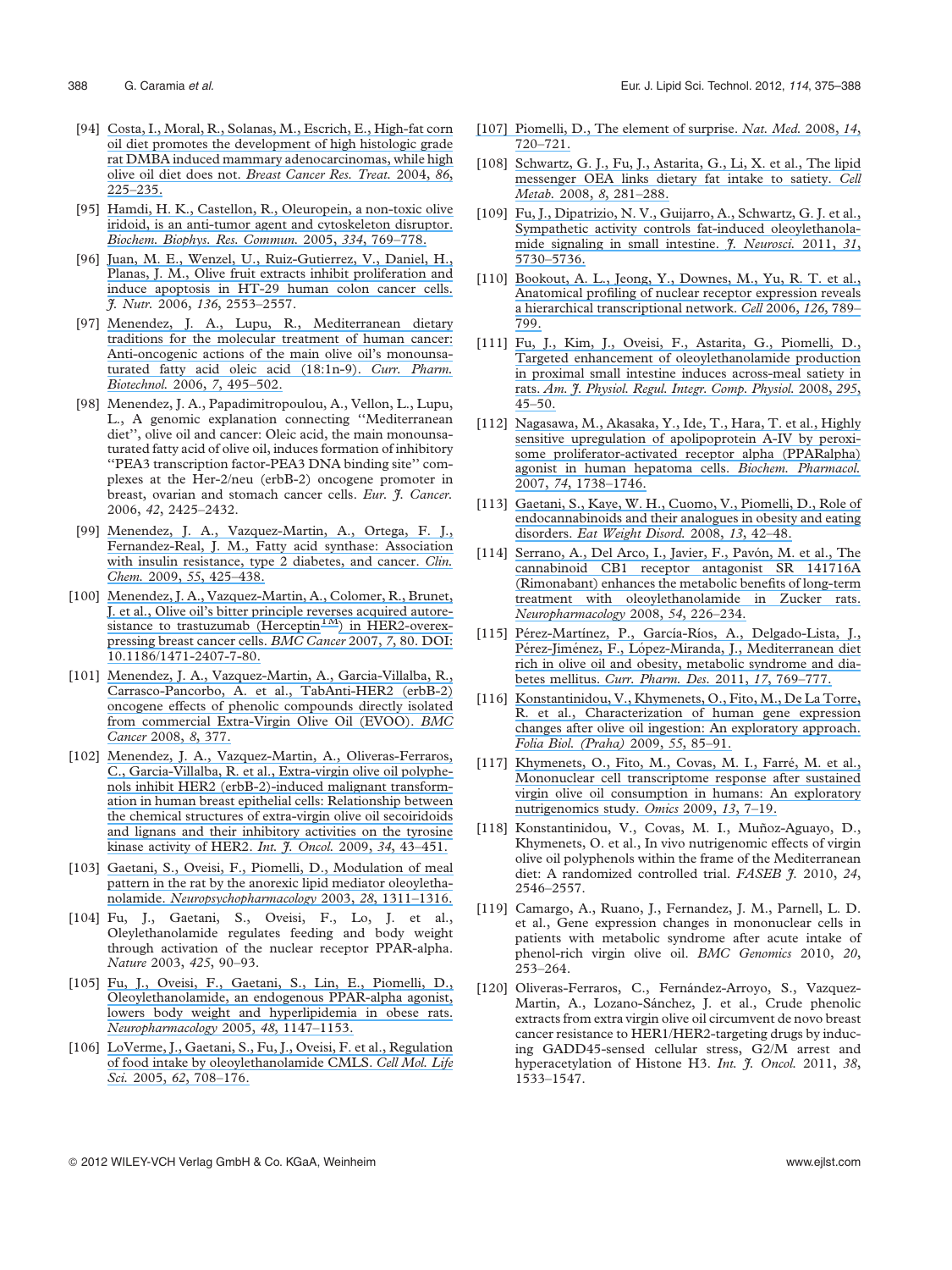[94] Costa, I., Moral, R., Solanas, M., Escrich, E., High-fat corn oil diet promotes the development of high histologic grade rat DMBA induced mammary adenocarcinomas, while high olive oil diet does not. *Breast Cancer Res. Treat.* 2004, *86*, 225–235.

[95] Hamdi, H. K., Castellon, R., Oleuropein, a non-toxic olive iridoid, is an anti-tumor agent and cytoskeleton disruptor. *Biochem. Biophys. Res. Commun.* 2005, *334*, 769–778.

[96] Juan, M. E., Wenzel, U., Ruiz-Gutierrez, V., Daniel, H., Planas, J. M., Olive fruit extracts inhibit proliferation and induce apoptosis in HT-29 human colon cancer cells. *J. Nutr.* 2006, *136*, 2553–2557.

[97] Menendez, J. A., Lupu, R., Mediterranean dietary traditions for the molecular treatment of human cancer: Anti-oncogenic actions of the main olive oil's monounsaturated fatty acid oleic acid (18:1n-9). *Curr. Pharm. Biotechnol.* 2006, *7*, 495–502.

[98] Menendez, J. A., Papadimitropoulou, A., Vellon, L., Lupu, L., A genomic explanation connecting ''Mediterranean diet'', olive oil and cancer: Oleic acid, the main monounsaturated fatty acid of olive oil, induces formation of inhibitory ''PEA3 transcription factor-PEA3 DNA binding site'' complexes at the Her-2/neu (erbB-2) oncogene promoter in breast, ovarian and stomach cancer cells. *Eur. J. Cancer.* 2006, *42*, 2425–2432.

[99] Menendez, J. A., Vazquez-Martin, A., Ortega, F. J., Fernandez-Real, J. M., Fatty acid synthase: Association with insulin resistance, type 2 diabetes, and cancer. *Clin. Chem.* 2009, *55*, 425–438.

[100] Menendez, J. A., Vazquez-Martin, A., Colomer, R., Brunet, J. et al., Olive oil's bitter principle reverses acquired autoresistance to trastuzumab (Herceptin$^{TM}$) in HER2-overexpressing breast cancer cells. *BMC Cancer* 2007, *7*, 80. DOI: 10.1186/1471-2407-7-80.

[101] Menendez, J. A., Vazquez-Martin, A., Garcia-Villalba, R., Carrasco-Pancorbo, A. et al., TabAnti-HER2 (erbB-2) oncogene effects of phenolic compounds directly isolated from commercial Extra-Virgin Olive Oil (EVOO). *BMC Cancer* 2008, *8*, 377.

[102] Menendez, J. A., Vazquez-Martin, A., Oliveras-Ferraros, C., Garcia-Villalba, R. et al., Extra-virgin olive oil polyphenols inhibit HER2 (erbB-2)-induced malignant transformation in human breast epithelial cells: Relationship between the chemical structures of extra-virgin olive oil secoiridoids and lignans and their inhibitory activities on the tyrosine kinase activity of HER2. *Int. J. Oncol.* 2009, *34*, 43–451.

[103] Gaetani, S., Oveisi, F., Piomelli, D., Modulation of meal pattern in the rat by the anorexic lipid mediator oleoylethanolamide. *Neuropsychopharmacology* 2003, *28*, 1311–1316.

[104] Fu, J., Gaetani, S., Oveisi, F., Lo, J. et al., Oleylethanolamide regulates feeding and body weight through activation of the nuclear receptor PPAR-alpha. *Nature* 2003, *425*, 90–93.

[105] Fu, J., Oveisi, F., Gaetani, S., Lin, E., Piomelli, D., Oleoylethanolamide, an endogenous PPAR-alpha agonist, lowers body weight and hyperlipidemia in obese rats. *Neuropharmacology* 2005, *48*, 1147–1153.

[106] LoVerme, J., Gaetani, S., Fu, J., Oveisi, F. et al., Regulation of food intake by oleoylethanolamide CMLS. *Cell Mol. Life Sci.* 2005, *62*, 708–176.

[107] Piomelli, D., The element of surprise. *Nat. Med.* 2008, *14*, 720–721.

[108] Schwartz, G. J., Fu, J., Astarita, G., Li, X. et al., The lipid messenger OEA links dietary fat intake to satiety. *Cell Metab.* 2008, *8*, 281–288.

[109] Fu, J., Dipatrizio, N. V., Guijarro, A., Schwartz, G. J. et al., Sympathetic activity controls fat-induced oleoylethanolamide signaling in small intestine. *J. Neurosci.* 2011, *31*, 5730–5736.

[110] Bookout, A. L., Jeong, Y., Downes, M., Yu, R. T. et al., Anatomical profiling of nuclear receptor expression reveals a hierarchical transcriptional network. *Cell* 2006, *126*, 789–799.

[111] Fu, J., Kim, J., Oveisi, F., Astarita, G., Piomelli, D., Targeted enhancement of oleoylethanolamide production in proximal small intestine induces across-meal satiety in rats. *Am. J. Physiol. Regul. Integr. Comp. Physiol.* 2008, *295*, 45–50.

[112] Nagasawa, M., Akasaka, Y., Ide, T., Hara, T. et al., Highly sensitive upregulation of apolipoprotein A-IV by peroxisome proliferator-activated receptor alpha (PPARalpha) agonist in human hepatoma cells. *Biochem. Pharmacol.* 2007, *74*, 1738–1746.

[113] Gaetani, S., Kaye, W. H., Cuomo, V., Piomelli, D., Role of endocannabinoids and their analogues in obesity and eating disorders. *Eat Weight Disord.* 2008, *13*, 42–48.

[114] Serrano, A., Del Arco, I., Javier, F., Pavón, M. et al., The cannabinoid CB1 receptor antagonist SR 141716A (Rimonabant) enhances the metabolic benefits of long-term treatment with oleoylethanolamide in Zucker rats. *Neuropharmacology* 2008, *54*, 226–234.

[115] Pérez-Martínez, P., García-Ríos, A., Delgado-Lista, J., Pérez-Jiménez, F., López-Miranda, J., Mediterranean diet rich in olive oil and obesity, metabolic syndrome and diabetes mellitus. *Curr. Pharm. Des.* 2011, *17*, 769–777.

[116] Konstantinidou, V., Khymenets, O., Fito, M., De La Torre, R. et al., Characterization of human gene expression changes after olive oil ingestion: An exploratory approach. *Folia Biol. (Praha)* 2009, *55*, 85–91.

[117] Khymenets, O., Fito, M., Covas, M. I., Farré, M. et al., Mononuclear cell transcriptome response after sustained virgin olive oil consumption in humans: An exploratory nutrigenomics study. *Omics* 2009, *13*, 7–19.

[118] Konstantinidou, V., Covas, M. I., Muñoz-Aguayo, D., Khymenets, O. et al., In vivo nutrigenomic effects of virgin olive oil polyphenols within the frame of the Mediterranean diet: A randomized controlled trial. *FASEB J.* 2010, *24*, 2546–2557.

[119] Camargo, A., Ruano, J., Fernandez, J. M., Parnell, L. D. et al., Gene expression changes in mononuclear cells in patients with metabolic syndrome after acute intake of phenol-rich virgin olive oil. *BMC Genomics* 2010, *20*, 253–264.

[120] Oliveras-Ferraros, C., Fernández-Arroyo, S., Vazquez-Martin, A., Lozano-Sánchez, J. et al., Crude phenolic extracts from extra virgin olive oil circumvent de novo breast cancer resistance to HER1/HER2-targeting drugs by inducing GADD45-sensed cellular stress, G2/M arrest and hyperacetylation of Histone H3. *Int. J. Oncol.* 2011, *38*, 1533–1547.